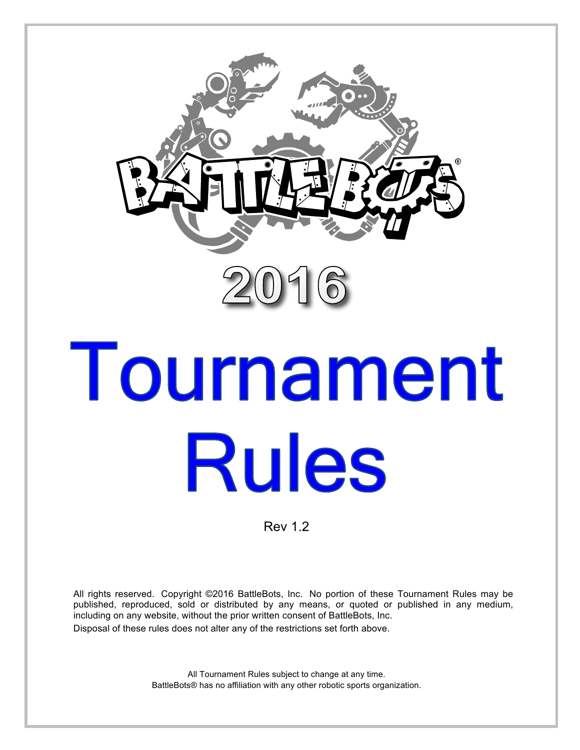# BATTLEBOTS®

# 2016

# Tournament Rules

Rev 1.2

All rights reserved. Copyright ©2016 BattleBots, Inc. No portion of these Tournament Rules may be published, reproduced, sold or distributed by any means, or quoted or published in any medium, including on any website, without the prior written consent of BattleBots, Inc.

Disposal of these rules does not alter any of the restrictions set forth above.

All Tournament Rules subject to change at any time.
BattleBots® has no affiliation with any other robotic sports organization.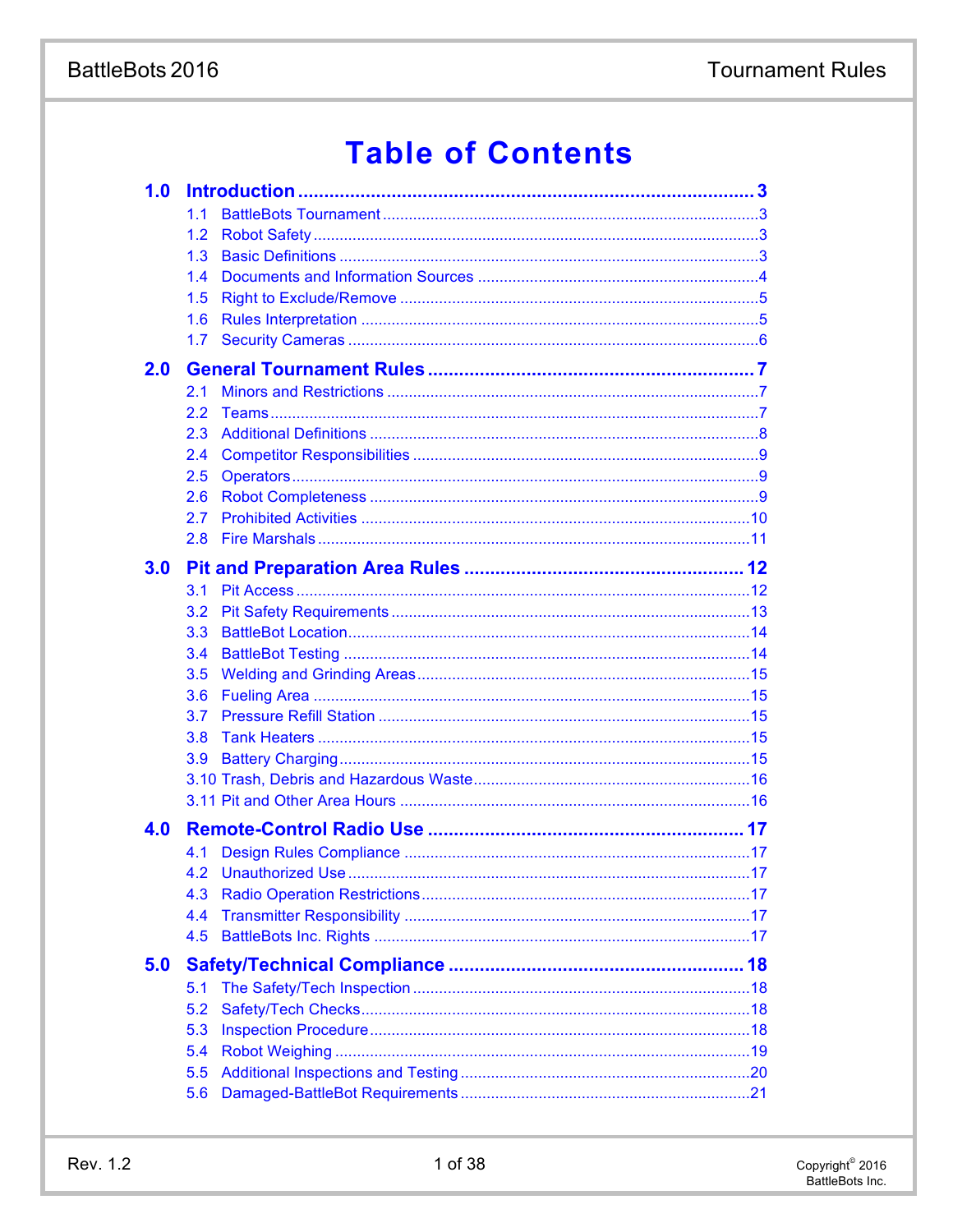# Table of Contents

- **1.0 Introduction** ........ **3**
  - 1.1 BattleBots Tournament ........ 3
  - 1.2 Robot Safety ........ 3
  - 1.3 Basic Definitions ........ 3
  - 1.4 Documents and Information Sources ........ 4
  - 1.5 Right to Exclude/Remove ........ 5
  - 1.6 Rules Interpretation ........ 5
  - 1.7 Security Cameras ........ 6
- **2.0 General Tournament Rules** ........ **7**
  - 2.1 Minors and Restrictions ........ 7
  - 2.2 Teams ........ 7
  - 2.3 Additional Definitions ........ 8
  - 2.4 Competitor Responsibilities ........ 9
  - 2.5 Operators ........ 9
  - 2.6 Robot Completeness ........ 9
  - 2.7 Prohibited Activities ........ 10
  - 2.8 Fire Marshals ........ 11
- **3.0 Pit and Preparation Area Rules** ........ **12**
  - 3.1 Pit Access ........ 12
  - 3.2 Pit Safety Requirements ........ 13
  - 3.3 BattleBot Location ........ 14
  - 3.4 BattleBot Testing ........ 14
  - 3.5 Welding and Grinding Areas ........ 15
  - 3.6 Fueling Area ........ 15
  - 3.7 Pressure Refill Station ........ 15
  - 3.8 Tank Heaters ........ 15
  - 3.9 Battery Charging ........ 15
  - 3.10 Trash, Debris and Hazardous Waste ........ 16
  - 3.11 Pit and Other Area Hours ........ 16
- **4.0 Remote-Control Radio Use** ........ **17**
  - 4.1 Design Rules Compliance ........ 17
  - 4.2 Unauthorized Use ........ 17
  - 4.3 Radio Operation Restrictions ........ 17
  - 4.4 Transmitter Responsibility ........ 17
  - 4.5 BattleBots Inc. Rights ........ 17
- **5.0 Safety/Technical Compliance** ........ **18**
  - 5.1 The Safety/Tech Inspection ........ 18
  - 5.2 Safety/Tech Checks ........ 18
  - 5.3 Inspection Procedure ........ 18
  - 5.4 Robot Weighing ........ 19
  - 5.5 Additional Inspections and Testing ........ 20
  - 5.6 Damaged-BattleBot Requirements ........ 21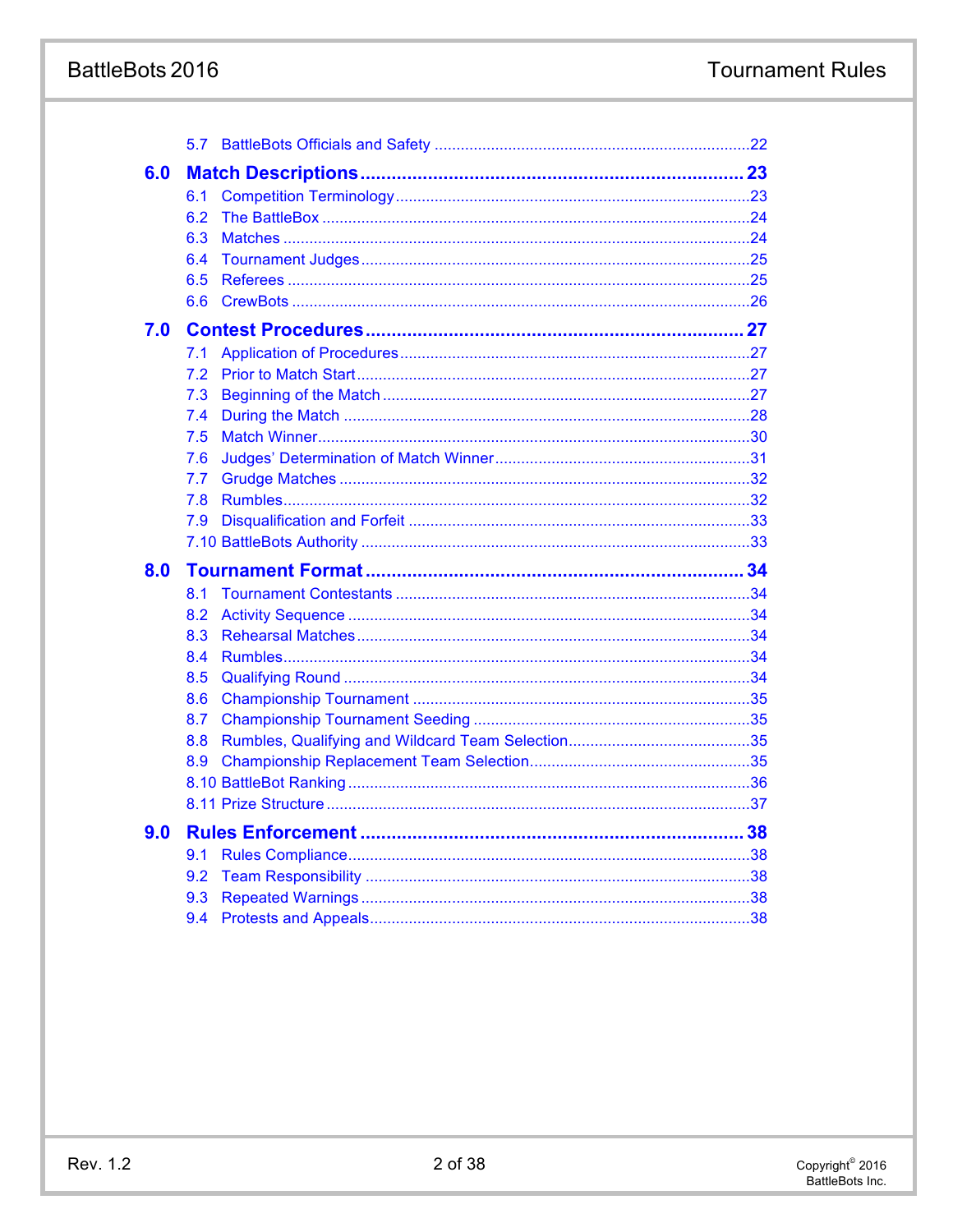5.7 BattleBots Officials and Safety ....................................................................22

**6.0 Match Descriptions ........................................................................ 23**

6.1 Competition Terminology ..............................................................................23
6.2 The BattleBox ................................................................................................24
6.3 Matches .........................................................................................................24
6.4 Tournament Judges .......................................................................................25
6.5 Referees ........................................................................................................25
6.6 CrewBots .......................................................................................................26

**7.0 Contest Procedures ........................................................................ 27**

7.1 Application of Procedures ..............................................................................27
7.2 Prior to Match Start ........................................................................................27
7.3 Beginning of the Match ..................................................................................27
7.4 During the Match ...........................................................................................28
7.5 Match Winner .................................................................................................30
7.6 Judges' Determination of Match Winner ........................................................31
7.7 Grudge Matches .............................................................................................32
7.8 Rumbles .........................................................................................................32
7.9 Disqualification and Forfeit .............................................................................33
7.10 BattleBots Authority .......................................................................................33

**8.0 Tournament Format ........................................................................ 34**

8.1 Tournament Contestants ................................................................................34
8.2 Activity Sequence ...........................................................................................34
8.3 Rehearsal Matches .........................................................................................34
8.4 Rumbles .........................................................................................................34
8.5 Qualifying Round ............................................................................................34
8.6 Championship Tournament ............................................................................35
8.7 Championship Tournament Seeding ..............................................................35
8.8 Rumbles, Qualifying and Wildcard Team Selection ........................................35
8.9 Championship Replacement Team Selection .................................................35
8.10 BattleBot Ranking ..........................................................................................36
8.11 Prize Structure ...............................................................................................37

**9.0 Rules Enforcement ........................................................................ 38**

9.1 Rules Compliance ...........................................................................................38
9.2 Team Responsibility .......................................................................................38
9.3 Repeated Warnings ........................................................................................38
9.4 Protests and Appeals ......................................................................................38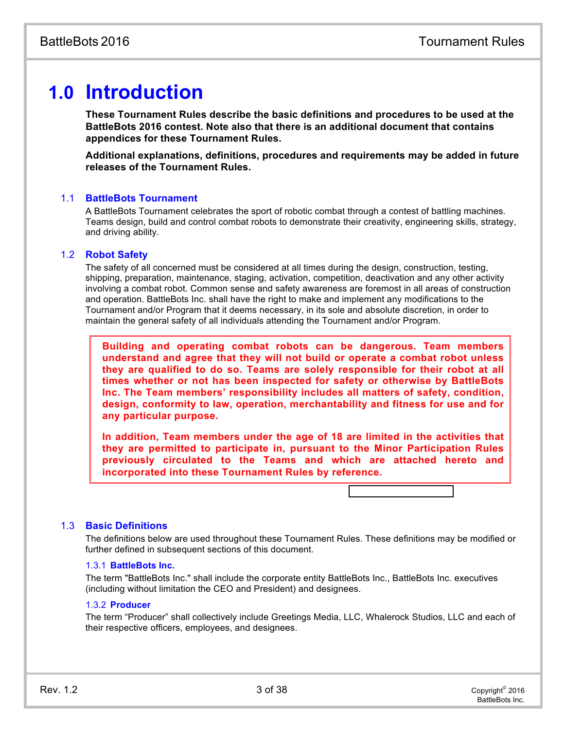# 1.0 Introduction

**These Tournament Rules describe the basic definitions and procedures to be used at the BattleBots 2016 contest. Note also that there is an additional document that contains appendices for these Tournament Rules.**

**Additional explanations, definitions, procedures and requirements may be added in future releases of the Tournament Rules.**

## 1.1 BattleBots Tournament

A BattleBots Tournament celebrates the sport of robotic combat through a contest of battling machines. Teams design, build and control combat robots to demonstrate their creativity, engineering skills, strategy, and driving ability.

## 1.2 Robot Safety

The safety of all concerned must be considered at all times during the design, construction, testing, shipping, preparation, maintenance, staging, activation, competition, deactivation and any other activity involving a combat robot. Common sense and safety awareness are foremost in all areas of construction and operation. BattleBots Inc. shall have the right to make and implement any modifications to the Tournament and/or Program that it deems necessary, in its sole and absolute discretion, in order to maintain the general safety of all individuals attending the Tournament and/or Program.

**Building and operating combat robots can be dangerous. Team members understand and agree that they will not build or operate a combat robot unless they are qualified to do so. Teams are solely responsible for their robot at all times whether or not has been inspected for safety or otherwise by BattleBots Inc. The Team members' responsibility includes all matters of safety, condition, design, conformity to law, operation, merchantability and fitness for use and for any particular purpose.**

**In addition, Team members under the age of 18 are limited in the activities that they are permitted to participate in, pursuant to the Minor Participation Rules previously circulated to the Teams and which are attached hereto and incorporated into these Tournament Rules by reference.**

## 1.3 Basic Definitions

The definitions below are used throughout these Tournament Rules. These definitions may be modified or further defined in subsequent sections of this document.

### 1.3.1 BattleBots Inc.

The term "BattleBots Inc." shall include the corporate entity BattleBots Inc., BattleBots Inc. executives (including without limitation the CEO and President) and designees.

### 1.3.2 Producer

The term "Producer" shall collectively include Greetings Media, LLC, Whalerock Studios, LLC and each of their respective officers, employees, and designees.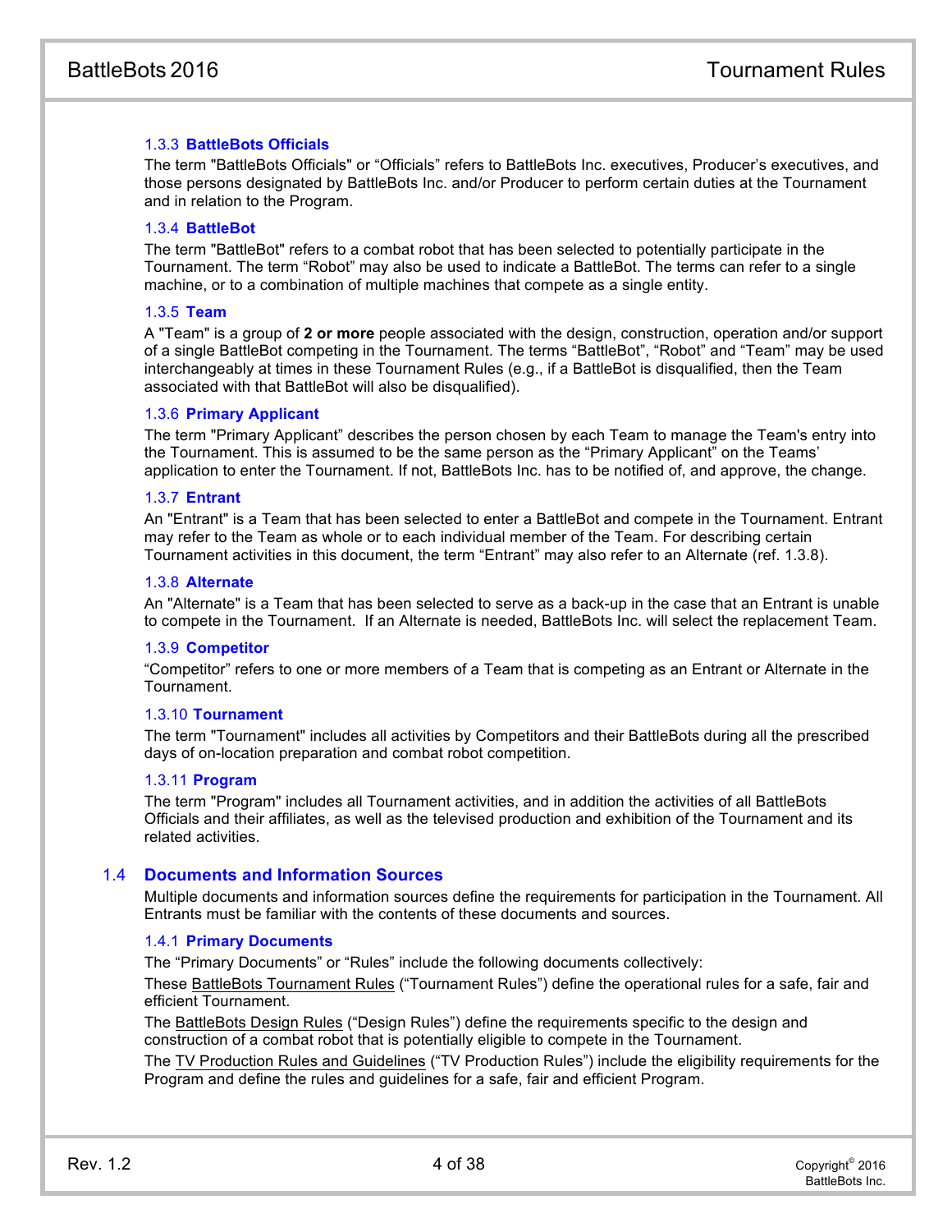#### 1.3.3 BattleBots Officials

The term "BattleBots Officials" or "Officials" refers to BattleBots Inc. executives, Producer's executives, and those persons designated by BattleBots Inc. and/or Producer to perform certain duties at the Tournament and in relation to the Program.

#### 1.3.4 BattleBot

The term "BattleBot" refers to a combat robot that has been selected to potentially participate in the Tournament. The term "Robot" may also be used to indicate a BattleBot. The terms can refer to a single machine, or to a combination of multiple machines that compete as a single entity.

#### 1.3.5 Team

A "Team" is a group of **2 or more** people associated with the design, construction, operation and/or support of a single BattleBot competing in the Tournament. The terms "BattleBot", "Robot" and "Team" may be used interchangeably at times in these Tournament Rules (e.g., if a BattleBot is disqualified, then the Team associated with that BattleBot will also be disqualified).

#### 1.3.6 Primary Applicant

The term "Primary Applicant" describes the person chosen by each Team to manage the Team's entry into the Tournament. This is assumed to be the same person as the "Primary Applicant" on the Teams' application to enter the Tournament. If not, BattleBots Inc. has to be notified of, and approve, the change.

#### 1.3.7 Entrant

An "Entrant" is a Team that has been selected to enter a BattleBot and compete in the Tournament. Entrant may refer to the Team as whole or to each individual member of the Team. For describing certain Tournament activities in this document, the term "Entrant" may also refer to an Alternate (ref. 1.3.8).

#### 1.3.8 Alternate

An "Alternate" is a Team that has been selected to serve as a back-up in the case that an Entrant is unable to compete in the Tournament. If an Alternate is needed, BattleBots Inc. will select the replacement Team.

#### 1.3.9 Competitor

"Competitor" refers to one or more members of a Team that is competing as an Entrant or Alternate in the Tournament.

#### 1.3.10 Tournament

The term "Tournament" includes all activities by Competitors and their BattleBots during all the prescribed days of on-location preparation and combat robot competition.

#### 1.3.11 Program

The term "Program" includes all Tournament activities, and in addition the activities of all BattleBots Officials and their affiliates, as well as the televised production and exhibition of the Tournament and its related activities.

### 1.4 Documents and Information Sources

Multiple documents and information sources define the requirements for participation in the Tournament. All Entrants must be familiar with the contents of these documents and sources.

#### 1.4.1 Primary Documents

The "Primary Documents" or "Rules" include the following documents collectively:

These BattleBots Tournament Rules ("Tournament Rules") define the operational rules for a safe, fair and efficient Tournament.

The BattleBots Design Rules ("Design Rules") define the requirements specific to the design and construction of a combat robot that is potentially eligible to compete in the Tournament.

The TV Production Rules and Guidelines ("TV Production Rules") include the eligibility requirements for the Program and define the rules and guidelines for a safe, fair and efficient Program.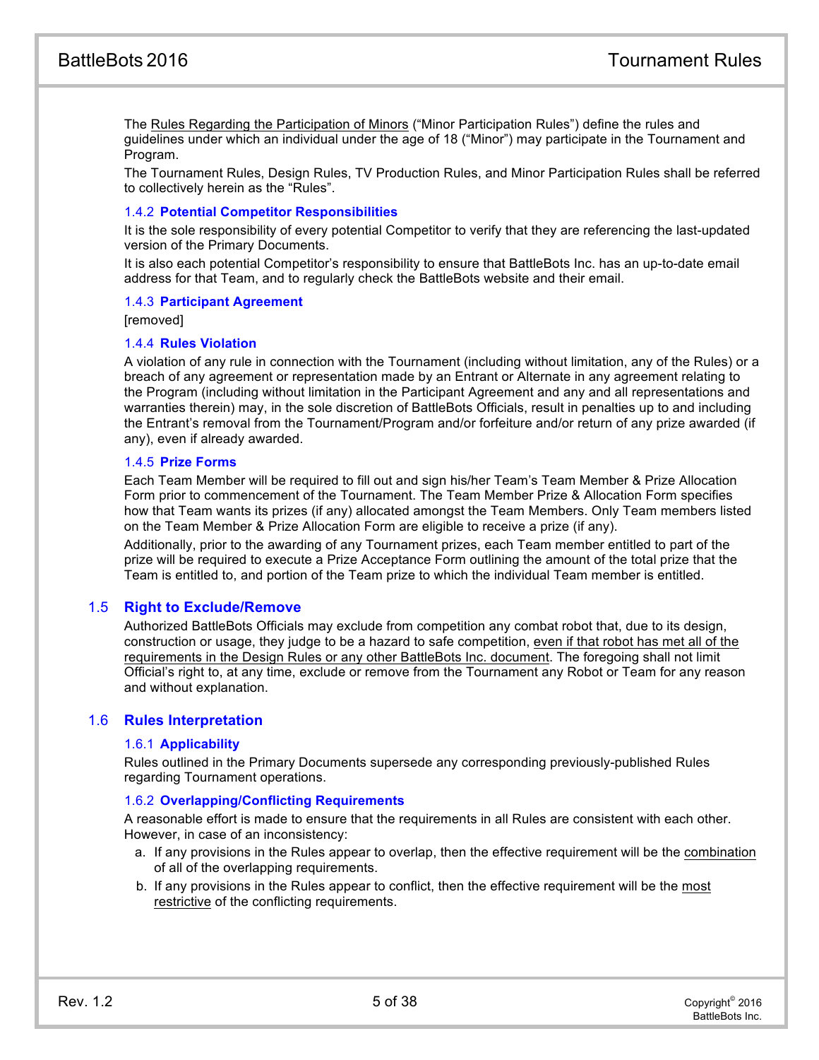The Rules Regarding the Participation of Minors (“Minor Participation Rules”) define the rules and guidelines under which an individual under the age of 18 (“Minor”) may participate in the Tournament and Program.

The Tournament Rules, Design Rules, TV Production Rules, and Minor Participation Rules shall be referred to collectively herein as the “Rules”.

### 1.4.2 Potential Competitor Responsibilities

It is the sole responsibility of every potential Competitor to verify that they are referencing the last-updated version of the Primary Documents.

It is also each potential Competitor’s responsibility to ensure that BattleBots Inc. has an up-to-date email address for that Team, and to regularly check the BattleBots website and their email.

### 1.4.3 Participant Agreement

[removed]

### 1.4.4 Rules Violation

A violation of any rule in connection with the Tournament (including without limitation, any of the Rules) or a breach of any agreement or representation made by an Entrant or Alternate in any agreement relating to the Program (including without limitation in the Participant Agreement and any and all representations and warranties therein) may, in the sole discretion of BattleBots Officials, result in penalties up to and including the Entrant’s removal from the Tournament/Program and/or forfeiture and/or return of any prize awarded (if any), even if already awarded.

### 1.4.5 Prize Forms

Each Team Member will be required to fill out and sign his/her Team’s Team Member & Prize Allocation Form prior to commencement of the Tournament. The Team Member Prize & Allocation Form specifies how that Team wants its prizes (if any) allocated amongst the Team Members. Only Team members listed on the Team Member & Prize Allocation Form are eligible to receive a prize (if any).

Additionally, prior to the awarding of any Tournament prizes, each Team member entitled to part of the prize will be required to execute a Prize Acceptance Form outlining the amount of the total prize that the Team is entitled to, and portion of the Team prize to which the individual Team member is entitled.

## 1.5 Right to Exclude/Remove

Authorized BattleBots Officials may exclude from competition any combat robot that, due to its design, construction or usage, they judge to be a hazard to safe competition, even if that robot has met all of the requirements in the Design Rules or any other BattleBots Inc. document. The foregoing shall not limit Official’s right to, at any time, exclude or remove from the Tournament any Robot or Team for any reason and without explanation.

## 1.6 Rules Interpretation

### 1.6.1 Applicability

Rules outlined in the Primary Documents supersede any corresponding previously-published Rules regarding Tournament operations.

### 1.6.2 Overlapping/Conflicting Requirements

A reasonable effort is made to ensure that the requirements in all Rules are consistent with each other. However, in case of an inconsistency:

a. If any provisions in the Rules appear to overlap, then the effective requirement will be the combination of all of the overlapping requirements.
b. If any provisions in the Rules appear to conflict, then the effective requirement will be the most restrictive of the conflicting requirements.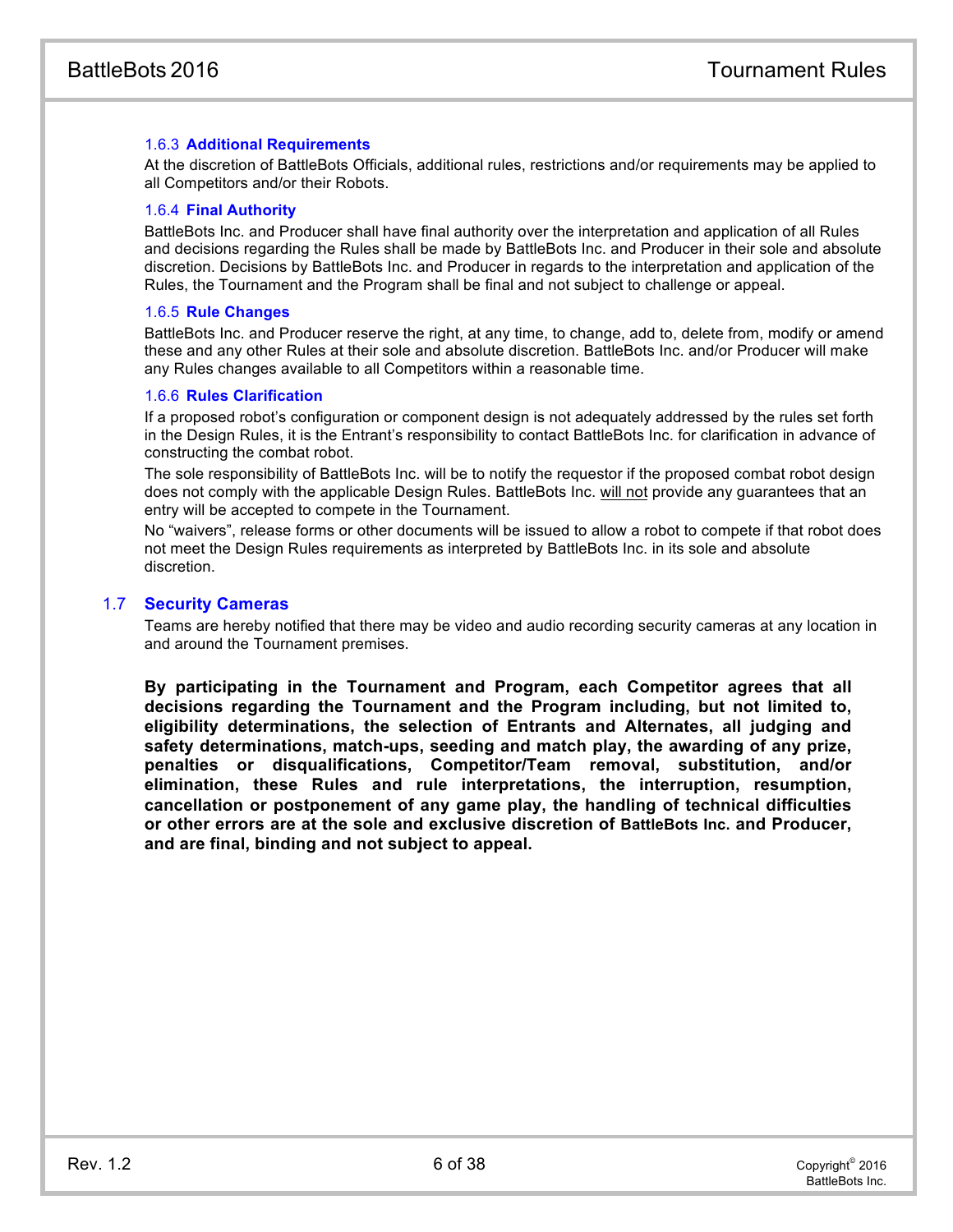#### 1.6.3 Additional Requirements

At the discretion of BattleBots Officials, additional rules, restrictions and/or requirements may be applied to all Competitors and/or their Robots.

#### 1.6.4 Final Authority

BattleBots Inc. and Producer shall have final authority over the interpretation and application of all Rules and decisions regarding the Rules shall be made by BattleBots Inc. and Producer in their sole and absolute discretion. Decisions by BattleBots Inc. and Producer in regards to the interpretation and application of the Rules, the Tournament and the Program shall be final and not subject to challenge or appeal.

#### 1.6.5 Rule Changes

BattleBots Inc. and Producer reserve the right, at any time, to change, add to, delete from, modify or amend these and any other Rules at their sole and absolute discretion. BattleBots Inc. and/or Producer will make any Rules changes available to all Competitors within a reasonable time.

#### 1.6.6 Rules Clarification

If a proposed robot's configuration or component design is not adequately addressed by the rules set forth in the Design Rules, it is the Entrant's responsibility to contact BattleBots Inc. for clarification in advance of constructing the combat robot.

The sole responsibility of BattleBots Inc. will be to notify the requestor if the proposed combat robot design does not comply with the applicable Design Rules. BattleBots Inc. will not provide any guarantees that an entry will be accepted to compete in the Tournament.

No "waivers", release forms or other documents will be issued to allow a robot to compete if that robot does not meet the Design Rules requirements as interpreted by BattleBots Inc. in its sole and absolute discretion.

### 1.7 Security Cameras

Teams are hereby notified that there may be video and audio recording security cameras at any location in and around the Tournament premises.

**By participating in the Tournament and Program, each Competitor agrees that all decisions regarding the Tournament and the Program including, but not limited to, eligibility determinations, the selection of Entrants and Alternates, all judging and safety determinations, match-ups, seeding and match play, the awarding of any prize, penalties or disqualifications, Competitor/Team removal, substitution, and/or elimination, these Rules and rule interpretations, the interruption, resumption, cancellation or postponement of any game play, the handling of technical difficulties or other errors are at the sole and exclusive discretion of BattleBots Inc. and Producer, and are final, binding and not subject to appeal.**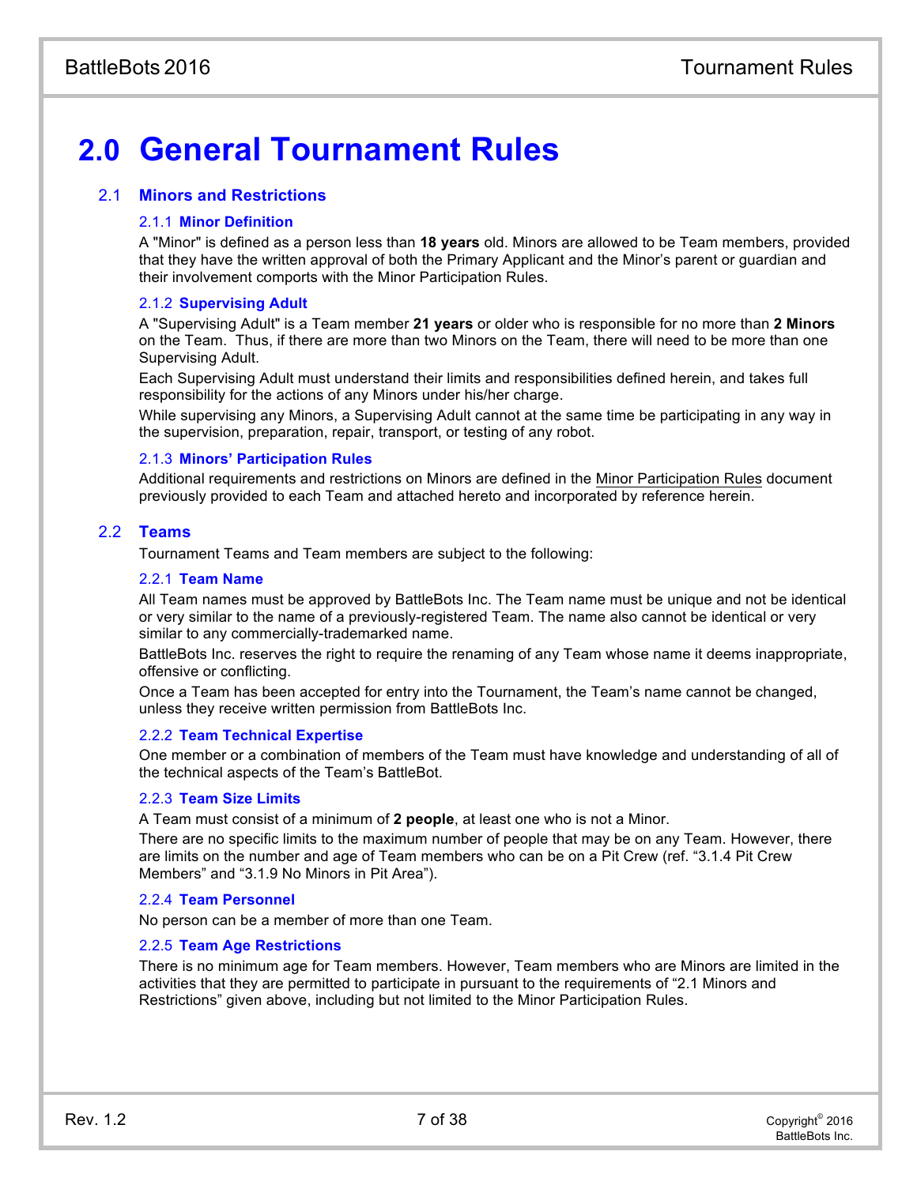# 2.0 General Tournament Rules

## 2.1 Minors and Restrictions

### 2.1.1 Minor Definition

A "Minor" is defined as a person less than **18 years** old. Minors are allowed to be Team members, provided that they have the written approval of both the Primary Applicant and the Minor's parent or guardian and their involvement comports with the Minor Participation Rules.

### 2.1.2 Supervising Adult

A "Supervising Adult" is a Team member **21 years** or older who is responsible for no more than **2 Minors** on the Team. Thus, if there are more than two Minors on the Team, there will need to be more than one Supervising Adult.

Each Supervising Adult must understand their limits and responsibilities defined herein, and takes full responsibility for the actions of any Minors under his/her charge.

While supervising any Minors, a Supervising Adult cannot at the same time be participating in any way in the supervision, preparation, repair, transport, or testing of any robot.

### 2.1.3 Minors' Participation Rules

Additional requirements and restrictions on Minors are defined in the Minor Participation Rules document previously provided to each Team and attached hereto and incorporated by reference herein.

## 2.2 Teams

Tournament Teams and Team members are subject to the following:

### 2.2.1 Team Name

All Team names must be approved by BattleBots Inc. The Team name must be unique and not be identical or very similar to the name of a previously-registered Team. The name also cannot be identical or very similar to any commercially-trademarked name.

BattleBots Inc. reserves the right to require the renaming of any Team whose name it deems inappropriate, offensive or conflicting.

Once a Team has been accepted for entry into the Tournament, the Team's name cannot be changed, unless they receive written permission from BattleBots Inc.

### 2.2.2 Team Technical Expertise

One member or a combination of members of the Team must have knowledge and understanding of all of the technical aspects of the Team's BattleBot.

### 2.2.3 Team Size Limits

A Team must consist of a minimum of **2 people**, at least one who is not a Minor.

There are no specific limits to the maximum number of people that may be on any Team. However, there are limits on the number and age of Team members who can be on a Pit Crew (ref. "3.1.4 Pit Crew Members" and "3.1.9 No Minors in Pit Area").

### 2.2.4 Team Personnel

No person can be a member of more than one Team.

### 2.2.5 Team Age Restrictions

There is no minimum age for Team members. However, Team members who are Minors are limited in the activities that they are permitted to participate in pursuant to the requirements of "2.1 Minors and Restrictions" given above, including but not limited to the Minor Participation Rules.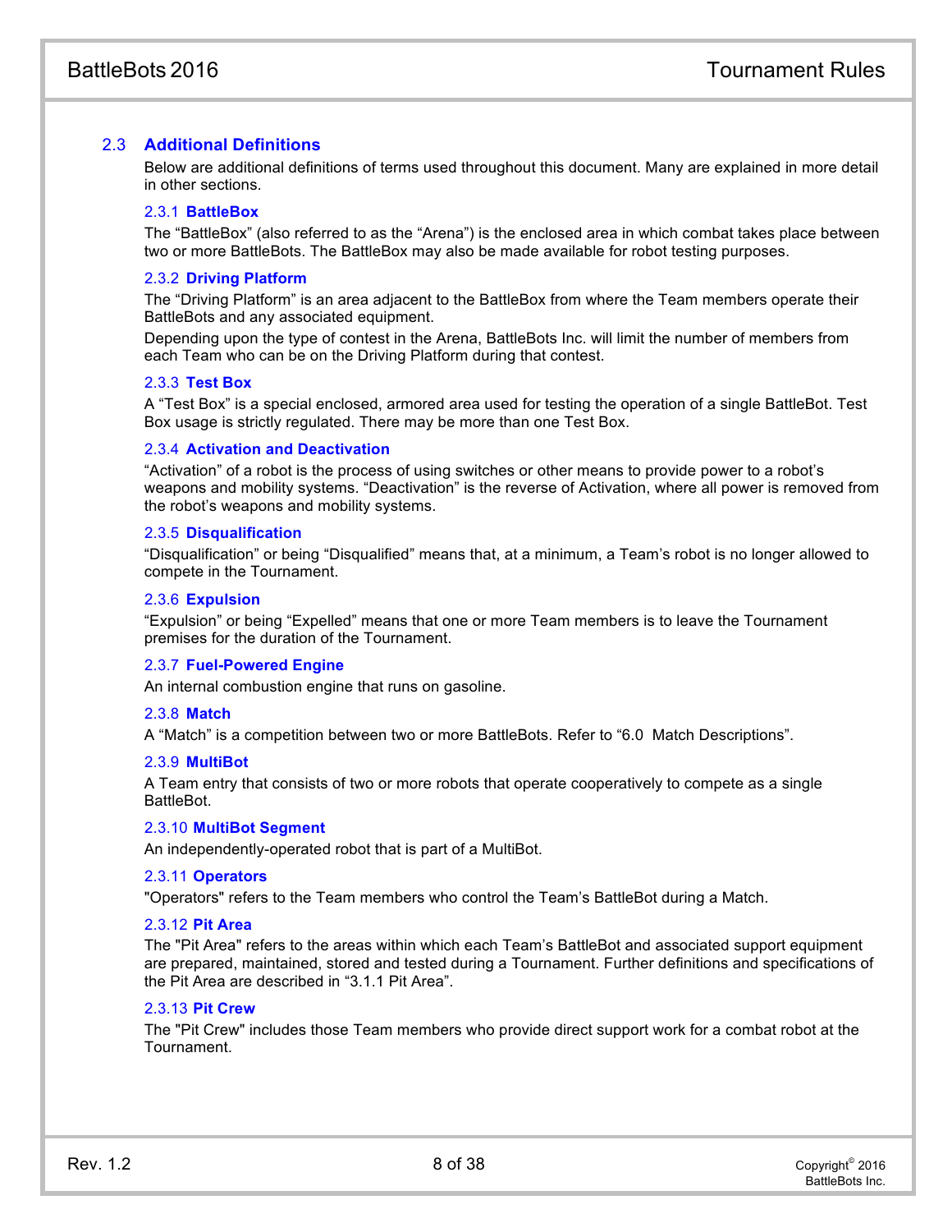## 2.3 Additional Definitions

Below are additional definitions of terms used throughout this document. Many are explained in more detail in other sections.

### 2.3.1 BattleBox

The “BattleBox” (also referred to as the “Arena”) is the enclosed area in which combat takes place between two or more BattleBots. The BattleBox may also be made available for robot testing purposes.

### 2.3.2 Driving Platform

The “Driving Platform” is an area adjacent to the BattleBox from where the Team members operate their BattleBots and any associated equipment.

Depending upon the type of contest in the Arena, BattleBots Inc. will limit the number of members from each Team who can be on the Driving Platform during that contest.

### 2.3.3 Test Box

A “Test Box” is a special enclosed, armored area used for testing the operation of a single BattleBot. Test Box usage is strictly regulated. There may be more than one Test Box.

### 2.3.4 Activation and Deactivation

“Activation” of a robot is the process of using switches or other means to provide power to a robot’s weapons and mobility systems. “Deactivation” is the reverse of Activation, where all power is removed from the robot’s weapons and mobility systems.

### 2.3.5 Disqualification

“Disqualification” or being “Disqualified” means that, at a minimum, a Team’s robot is no longer allowed to compete in the Tournament.

### 2.3.6 Expulsion

“Expulsion” or being “Expelled” means that one or more Team members is to leave the Tournament premises for the duration of the Tournament.

### 2.3.7 Fuel-Powered Engine

An internal combustion engine that runs on gasoline.

### 2.3.8 Match

A “Match” is a competition between two or more BattleBots. Refer to “6.0 Match Descriptions”.

### 2.3.9 MultiBot

A Team entry that consists of two or more robots that operate cooperatively to compete as a single BattleBot.

### 2.3.10 MultiBot Segment

An independently-operated robot that is part of a MultiBot.

### 2.3.11 Operators

"Operators" refers to the Team members who control the Team’s BattleBot during a Match.

### 2.3.12 Pit Area

The "Pit Area" refers to the areas within which each Team’s BattleBot and associated support equipment are prepared, maintained, stored and tested during a Tournament. Further definitions and specifications of the Pit Area are described in “3.1.1 Pit Area”.

### 2.3.13 Pit Crew

The "Pit Crew" includes those Team members who provide direct support work for a combat robot at the Tournament.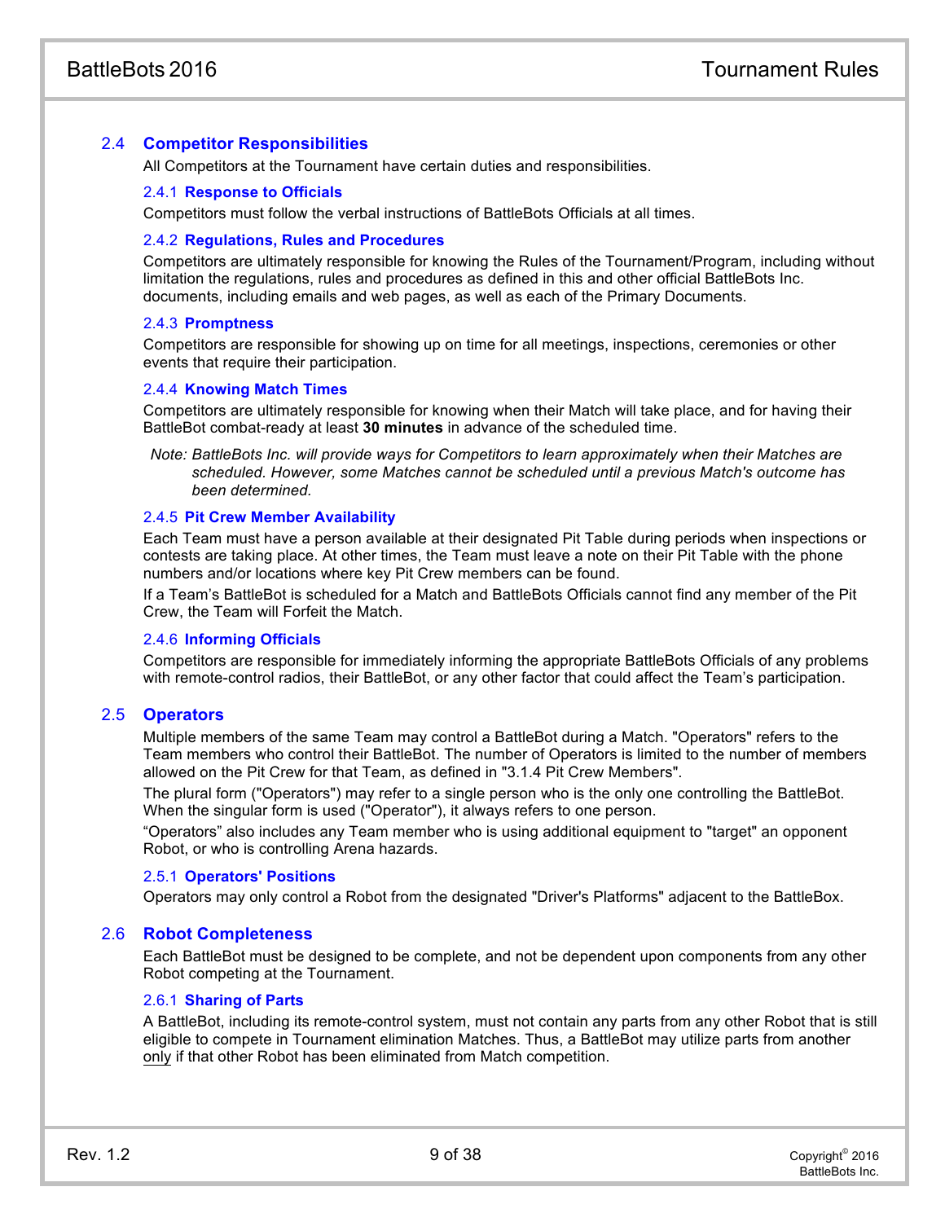## 2.4 Competitor Responsibilities

All Competitors at the Tournament have certain duties and responsibilities.

### 2.4.1 Response to Officials

Competitors must follow the verbal instructions of BattleBots Officials at all times.

### 2.4.2 Regulations, Rules and Procedures

Competitors are ultimately responsible for knowing the Rules of the Tournament/Program, including without limitation the regulations, rules and procedures as defined in this and other official BattleBots Inc. documents, including emails and web pages, as well as each of the Primary Documents.

### 2.4.3 Promptness

Competitors are responsible for showing up on time for all meetings, inspections, ceremonies or other events that require their participation.

### 2.4.4 Knowing Match Times

Competitors are ultimately responsible for knowing when their Match will take place, and for having their BattleBot combat-ready at least **30 minutes** in advance of the scheduled time.

*Note: BattleBots Inc. will provide ways for Competitors to learn approximately when their Matches are scheduled. However, some Matches cannot be scheduled until a previous Match's outcome has been determined.*

### 2.4.5 Pit Crew Member Availability

Each Team must have a person available at their designated Pit Table during periods when inspections or contests are taking place. At other times, the Team must leave a note on their Pit Table with the phone numbers and/or locations where key Pit Crew members can be found.

If a Team's BattleBot is scheduled for a Match and BattleBots Officials cannot find any member of the Pit Crew, the Team will Forfeit the Match.

### 2.4.6 Informing Officials

Competitors are responsible for immediately informing the appropriate BattleBots Officials of any problems with remote-control radios, their BattleBot, or any other factor that could affect the Team's participation.

## 2.5 Operators

Multiple members of the same Team may control a BattleBot during a Match. "Operators" refers to the Team members who control their BattleBot. The number of Operators is limited to the number of members allowed on the Pit Crew for that Team, as defined in "3.1.4 Pit Crew Members".

The plural form ("Operators") may refer to a single person who is the only one controlling the BattleBot. When the singular form is used ("Operator"), it always refers to one person.

"Operators" also includes any Team member who is using additional equipment to "target" an opponent Robot, or who is controlling Arena hazards.

### 2.5.1 Operators' Positions

Operators may only control a Robot from the designated "Driver's Platforms" adjacent to the BattleBox.

## 2.6 Robot Completeness

Each BattleBot must be designed to be complete, and not be dependent upon components from any other Robot competing at the Tournament.

### 2.6.1 Sharing of Parts

A BattleBot, including its remote-control system, must not contain any parts from any other Robot that is still eligible to compete in Tournament elimination Matches. Thus, a BattleBot may utilize parts from another only if that other Robot has been eliminated from Match competition.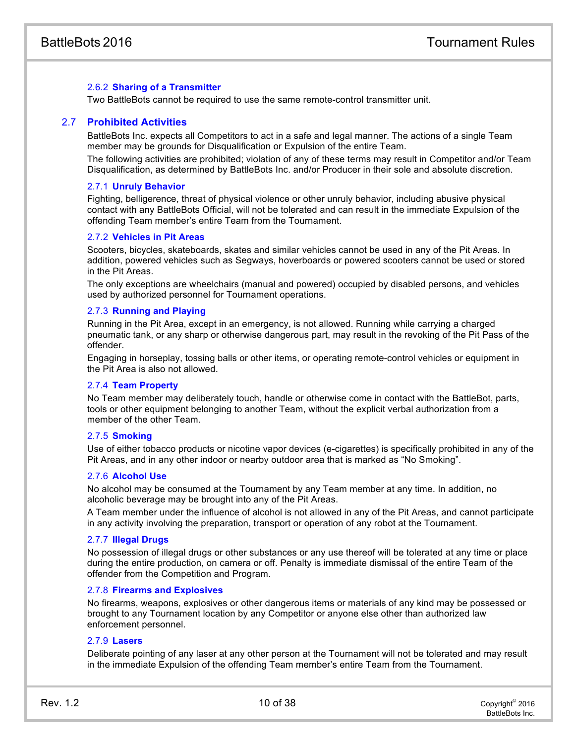#### 2.6.2 Sharing of a Transmitter

Two BattleBots cannot be required to use the same remote-control transmitter unit.

### 2.7 Prohibited Activities

BattleBots Inc. expects all Competitors to act in a safe and legal manner. The actions of a single Team member may be grounds for Disqualification or Expulsion of the entire Team.

The following activities are prohibited; violation of any of these terms may result in Competitor and/or Team Disqualification, as determined by BattleBots Inc. and/or Producer in their sole and absolute discretion.

#### 2.7.1 Unruly Behavior

Fighting, belligerence, threat of physical violence or other unruly behavior, including abusive physical contact with any BattleBots Official, will not be tolerated and can result in the immediate Expulsion of the offending Team member's entire Team from the Tournament.

#### 2.7.2 Vehicles in Pit Areas

Scooters, bicycles, skateboards, skates and similar vehicles cannot be used in any of the Pit Areas. In addition, powered vehicles such as Segways, hoverboards or powered scooters cannot be used or stored in the Pit Areas.

The only exceptions are wheelchairs (manual and powered) occupied by disabled persons, and vehicles used by authorized personnel for Tournament operations.

#### 2.7.3 Running and Playing

Running in the Pit Area, except in an emergency, is not allowed. Running while carrying a charged pneumatic tank, or any sharp or otherwise dangerous part, may result in the revoking of the Pit Pass of the offender.

Engaging in horseplay, tossing balls or other items, or operating remote-control vehicles or equipment in the Pit Area is also not allowed.

#### 2.7.4 Team Property

No Team member may deliberately touch, handle or otherwise come in contact with the BattleBot, parts, tools or other equipment belonging to another Team, without the explicit verbal authorization from a member of the other Team.

#### 2.7.5 Smoking

Use of either tobacco products or nicotine vapor devices (e-cigarettes) is specifically prohibited in any of the Pit Areas, and in any other indoor or nearby outdoor area that is marked as "No Smoking".

#### 2.7.6 Alcohol Use

No alcohol may be consumed at the Tournament by any Team member at any time. In addition, no alcoholic beverage may be brought into any of the Pit Areas.

A Team member under the influence of alcohol is not allowed in any of the Pit Areas, and cannot participate in any activity involving the preparation, transport or operation of any robot at the Tournament.

#### 2.7.7 Illegal Drugs

No possession of illegal drugs or other substances or any use thereof will be tolerated at any time or place during the entire production, on camera or off. Penalty is immediate dismissal of the entire Team of the offender from the Competition and Program.

#### 2.7.8 Firearms and Explosives

No firearms, weapons, explosives or other dangerous items or materials of any kind may be possessed or brought to any Tournament location by any Competitor or anyone else other than authorized law enforcement personnel.

#### 2.7.9 Lasers

Deliberate pointing of any laser at any other person at the Tournament will not be tolerated and may result in the immediate Expulsion of the offending Team member's entire Team from the Tournament.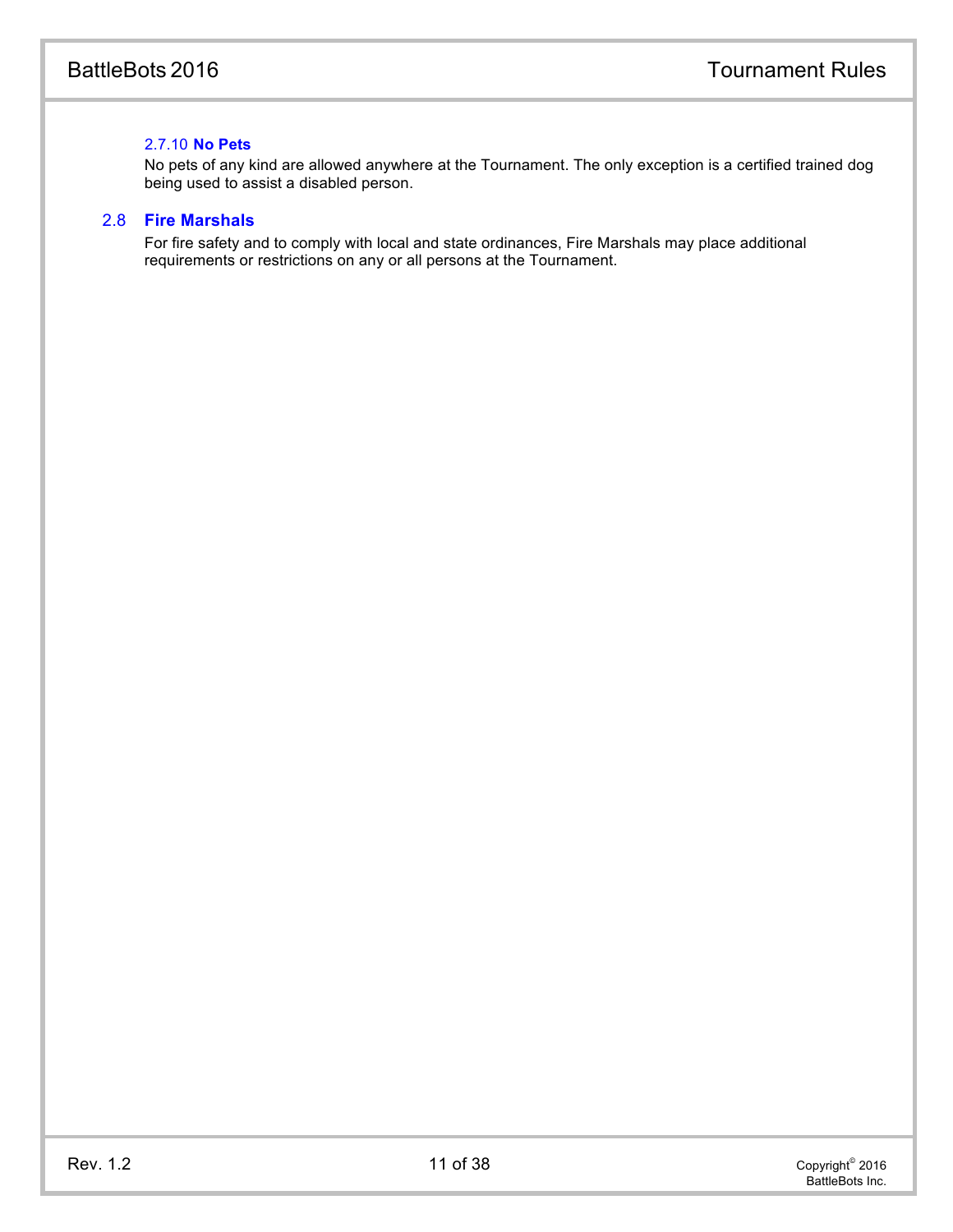#### 2.7.10 No Pets

No pets of any kind are allowed anywhere at the Tournament. The only exception is a certified trained dog being used to assist a disabled person.

### 2.8 Fire Marshals

For fire safety and to comply with local and state ordinances, Fire Marshals may place additional requirements or restrictions on any or all persons at the Tournament.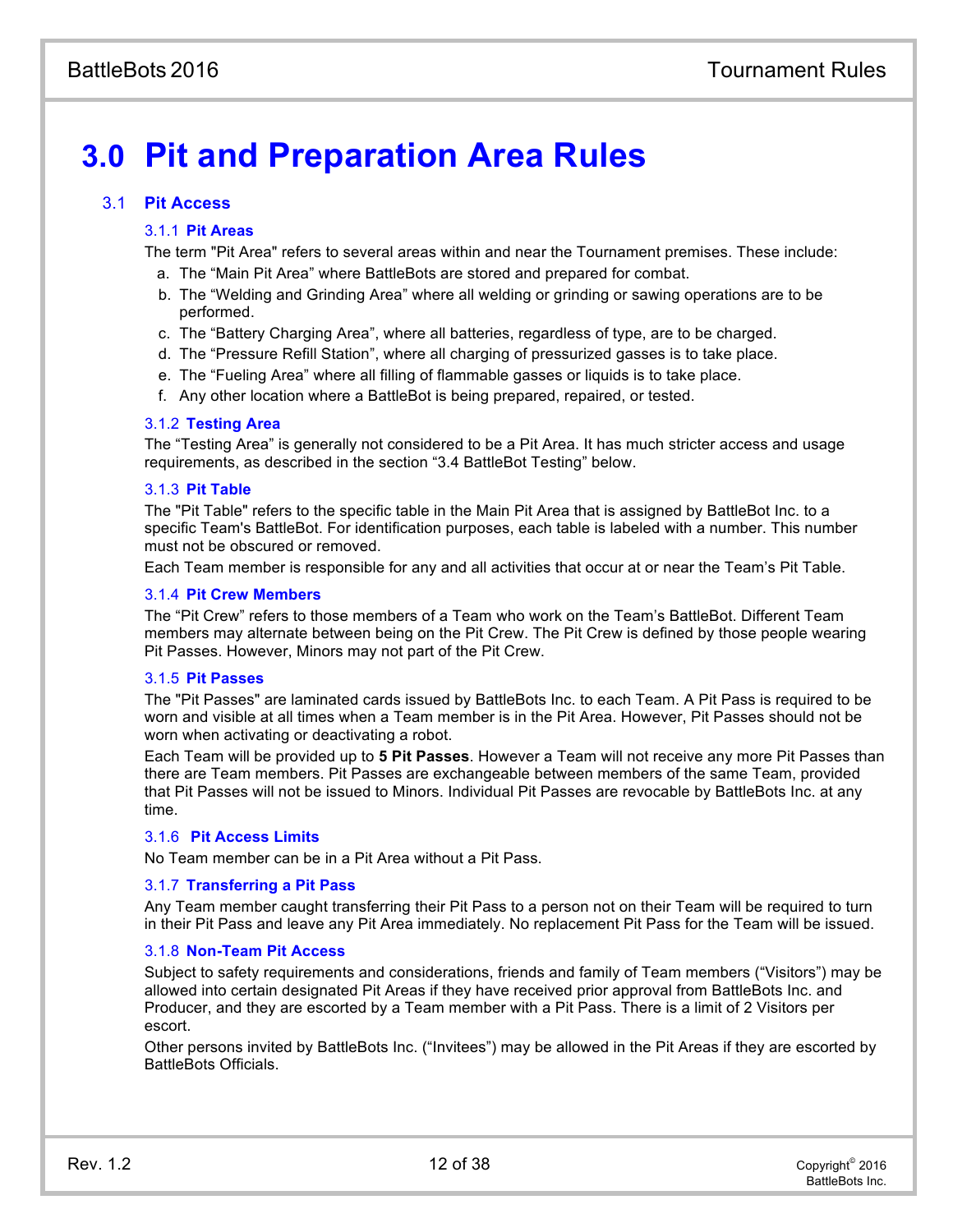# 3.0 Pit and Preparation Area Rules

## 3.1 Pit Access

### 3.1.1 Pit Areas

The term "Pit Area" refers to several areas within and near the Tournament premises. These include:

a. The “Main Pit Area” where BattleBots are stored and prepared for combat.
b. The “Welding and Grinding Area” where all welding or grinding or sawing operations are to be performed.
c. The “Battery Charging Area”, where all batteries, regardless of type, are to be charged.
d. The “Pressure Refill Station”, where all charging of pressurized gasses is to take place.
e. The “Fueling Area” where all filling of flammable gasses or liquids is to take place.
f. Any other location where a BattleBot is being prepared, repaired, or tested.

### 3.1.2 Testing Area

The “Testing Area” is generally not considered to be a Pit Area. It has much stricter access and usage requirements, as described in the section “3.4 BattleBot Testing” below.

### 3.1.3 Pit Table

The "Pit Table" refers to the specific table in the Main Pit Area that is assigned by BattleBot Inc. to a specific Team's BattleBot. For identification purposes, each table is labeled with a number. This number must not be obscured or removed.

Each Team member is responsible for any and all activities that occur at or near the Team’s Pit Table.

### 3.1.4 Pit Crew Members

The “Pit Crew” refers to those members of a Team who work on the Team’s BattleBot. Different Team members may alternate between being on the Pit Crew. The Pit Crew is defined by those people wearing Pit Passes. However, Minors may not part of the Pit Crew.

### 3.1.5 Pit Passes

The "Pit Passes" are laminated cards issued by BattleBots Inc. to each Team. A Pit Pass is required to be worn and visible at all times when a Team member is in the Pit Area. However, Pit Passes should not be worn when activating or deactivating a robot.

Each Team will be provided up to **5 Pit Passes**. However a Team will not receive any more Pit Passes than there are Team members. Pit Passes are exchangeable between members of the same Team, provided that Pit Passes will not be issued to Minors. Individual Pit Passes are revocable by BattleBots Inc. at any time.

### 3.1.6 Pit Access Limits

No Team member can be in a Pit Area without a Pit Pass.

### 3.1.7 Transferring a Pit Pass

Any Team member caught transferring their Pit Pass to a person not on their Team will be required to turn in their Pit Pass and leave any Pit Area immediately. No replacement Pit Pass for the Team will be issued.

### 3.1.8 Non-Team Pit Access

Subject to safety requirements and considerations, friends and family of Team members (“Visitors”) may be allowed into certain designated Pit Areas if they have received prior approval from BattleBots Inc. and Producer, and they are escorted by a Team member with a Pit Pass. There is a limit of 2 Visitors per escort.

Other persons invited by BattleBots Inc. (“Invitees”) may be allowed in the Pit Areas if they are escorted by BattleBots Officials.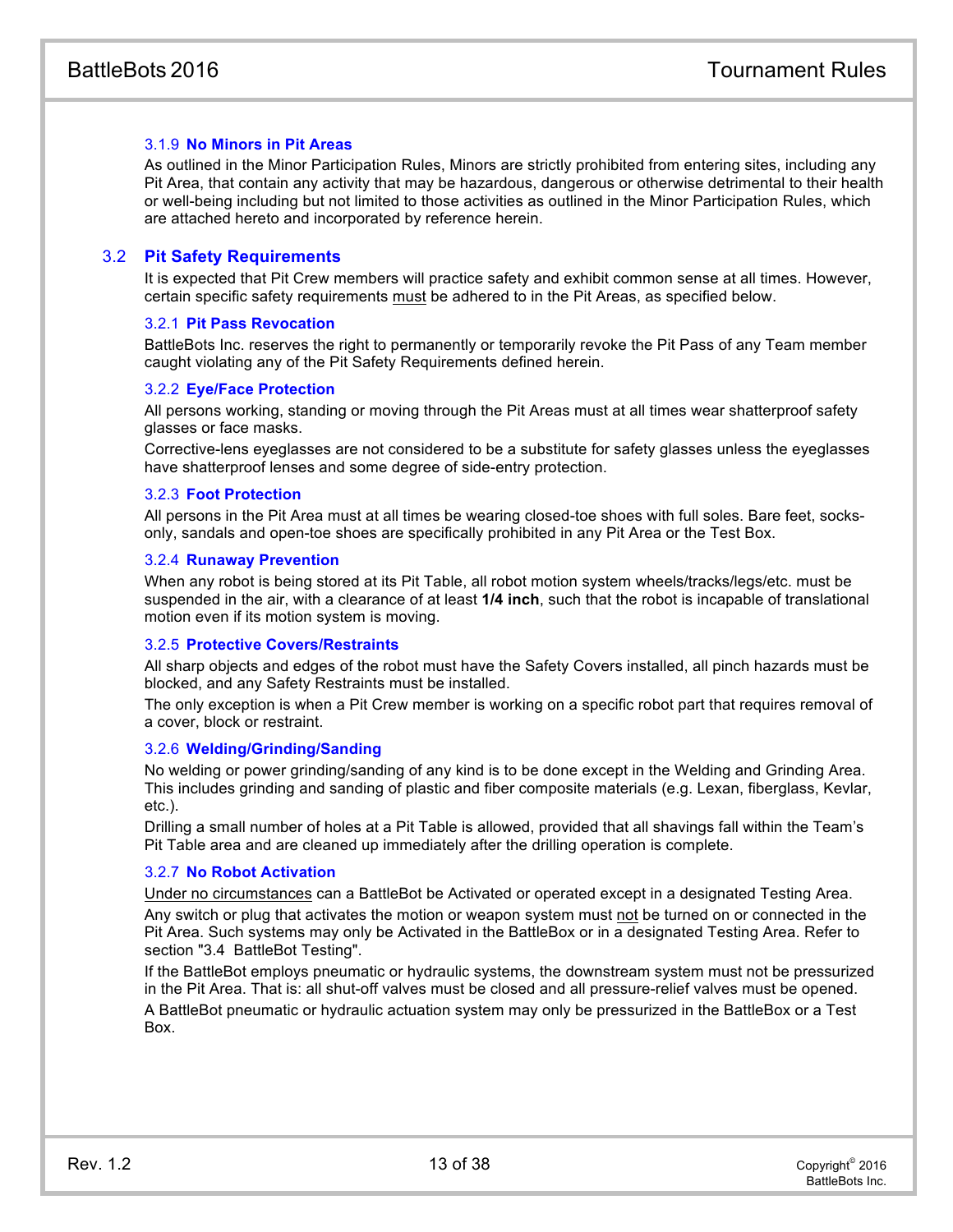#### 3.1.9 No Minors in Pit Areas

As outlined in the Minor Participation Rules, Minors are strictly prohibited from entering sites, including any Pit Area, that contain any activity that may be hazardous, dangerous or otherwise detrimental to their health or well-being including but not limited to those activities as outlined in the Minor Participation Rules, which are attached hereto and incorporated by reference herein.

### 3.2 Pit Safety Requirements

It is expected that Pit Crew members will practice safety and exhibit common sense at all times. However, certain specific safety requirements must be adhered to in the Pit Areas, as specified below.

#### 3.2.1 Pit Pass Revocation

BattleBots Inc. reserves the right to permanently or temporarily revoke the Pit Pass of any Team member caught violating any of the Pit Safety Requirements defined herein.

#### 3.2.2 Eye/Face Protection

All persons working, standing or moving through the Pit Areas must at all times wear shatterproof safety glasses or face masks.

Corrective-lens eyeglasses are not considered to be a substitute for safety glasses unless the eyeglasses have shatterproof lenses and some degree of side-entry protection.

#### 3.2.3 Foot Protection

All persons in the Pit Area must at all times be wearing closed-toe shoes with full soles. Bare feet, socks-only, sandals and open-toe shoes are specifically prohibited in any Pit Area or the Test Box.

#### 3.2.4 Runaway Prevention

When any robot is being stored at its Pit Table, all robot motion system wheels/tracks/legs/etc. must be suspended in the air, with a clearance of at least **1/4 inch**, such that the robot is incapable of translational motion even if its motion system is moving.

#### 3.2.5 Protective Covers/Restraints

All sharp objects and edges of the robot must have the Safety Covers installed, all pinch hazards must be blocked, and any Safety Restraints must be installed.

The only exception is when a Pit Crew member is working on a specific robot part that requires removal of a cover, block or restraint.

#### 3.2.6 Welding/Grinding/Sanding

No welding or power grinding/sanding of any kind is to be done except in the Welding and Grinding Area. This includes grinding and sanding of plastic and fiber composite materials (e.g. Lexan, fiberglass, Kevlar, etc.).

Drilling a small number of holes at a Pit Table is allowed, provided that all shavings fall within the Team's Pit Table area and are cleaned up immediately after the drilling operation is complete.

#### 3.2.7 No Robot Activation

Under no circumstances can a BattleBot be Activated or operated except in a designated Testing Area.

Any switch or plug that activates the motion or weapon system must not be turned on or connected in the Pit Area. Such systems may only be Activated in the BattleBox or in a designated Testing Area. Refer to section "3.4 BattleBot Testing".

If the BattleBot employs pneumatic or hydraulic systems, the downstream system must not be pressurized in the Pit Area. That is: all shut-off valves must be closed and all pressure-relief valves must be opened.

A BattleBot pneumatic or hydraulic actuation system may only be pressurized in the BattleBox or a Test Box.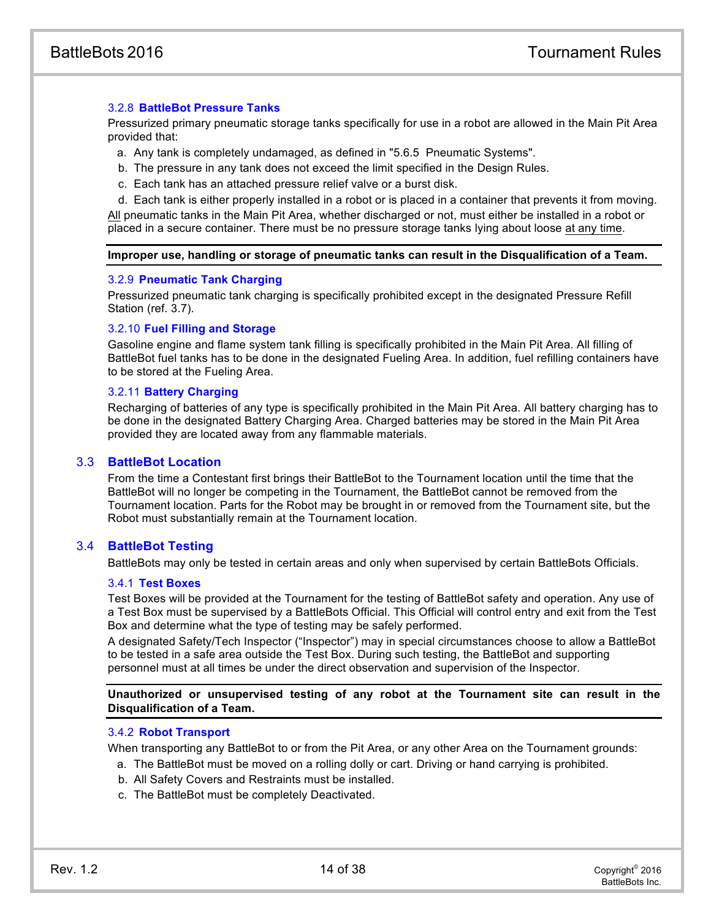### 3.2.8 BattleBot Pressure Tanks

Pressurized primary pneumatic storage tanks specifically for use in a robot are allowed in the Main Pit Area provided that:

a. Any tank is completely undamaged, as defined in "5.6.5 Pneumatic Systems".
b. The pressure in any tank does not exceed the limit specified in the Design Rules.
c. Each tank has an attached pressure relief valve or a burst disk.
d. Each tank is either properly installed in a robot or is placed in a container that prevents it from moving.

All pneumatic tanks in the Main Pit Area, whether discharged or not, must either be installed in a robot or placed in a secure container. There must be no pressure storage tanks lying about loose at any time.

---

**Improper use, handling or storage of pneumatic tanks can result in the Disqualification of a Team.**

---

### 3.2.9 Pneumatic Tank Charging

Pressurized pneumatic tank charging is specifically prohibited except in the designated Pressure Refill Station (ref. 3.7).

### 3.2.10 Fuel Filling and Storage

Gasoline engine and flame system tank filling is specifically prohibited in the Main Pit Area. All filling of BattleBot fuel tanks has to be done in the designated Fueling Area. In addition, fuel refilling containers have to be stored at the Fueling Area.

### 3.2.11 Battery Charging

Recharging of batteries of any type is specifically prohibited in the Main Pit Area. All battery charging has to be done in the designated Battery Charging Area. Charged batteries may be stored in the Main Pit Area provided they are located away from any flammable materials.

## 3.3 BattleBot Location

From the time a Contestant first brings their BattleBot to the Tournament location until the time that the BattleBot will no longer be competing in the Tournament, the BattleBot cannot be removed from the Tournament location. Parts for the Robot may be brought in or removed from the Tournament site, but the Robot must substantially remain at the Tournament location.

## 3.4 BattleBot Testing

BattleBots may only be tested in certain areas and only when supervised by certain BattleBots Officials.

### 3.4.1 Test Boxes

Test Boxes will be provided at the Tournament for the testing of BattleBot safety and operation. Any use of a Test Box must be supervised by a BattleBots Official. This Official will control entry and exit from the Test Box and determine what the type of testing may be safely performed.

A designated Safety/Tech Inspector ("Inspector") may in special circumstances choose to allow a BattleBot to be tested in a safe area outside the Test Box. During such testing, the BattleBot and supporting personnel must at all times be under the direct observation and supervision of the Inspector.

---

**Unauthorized or unsupervised testing of any robot at the Tournament site can result in the Disqualification of a Team.**

---

### 3.4.2 Robot Transport

When transporting any BattleBot to or from the Pit Area, or any other Area on the Tournament grounds:

a. The BattleBot must be moved on a rolling dolly or cart. Driving or hand carrying is prohibited.
b. All Safety Covers and Restraints must be installed.
c. The BattleBot must be completely Deactivated.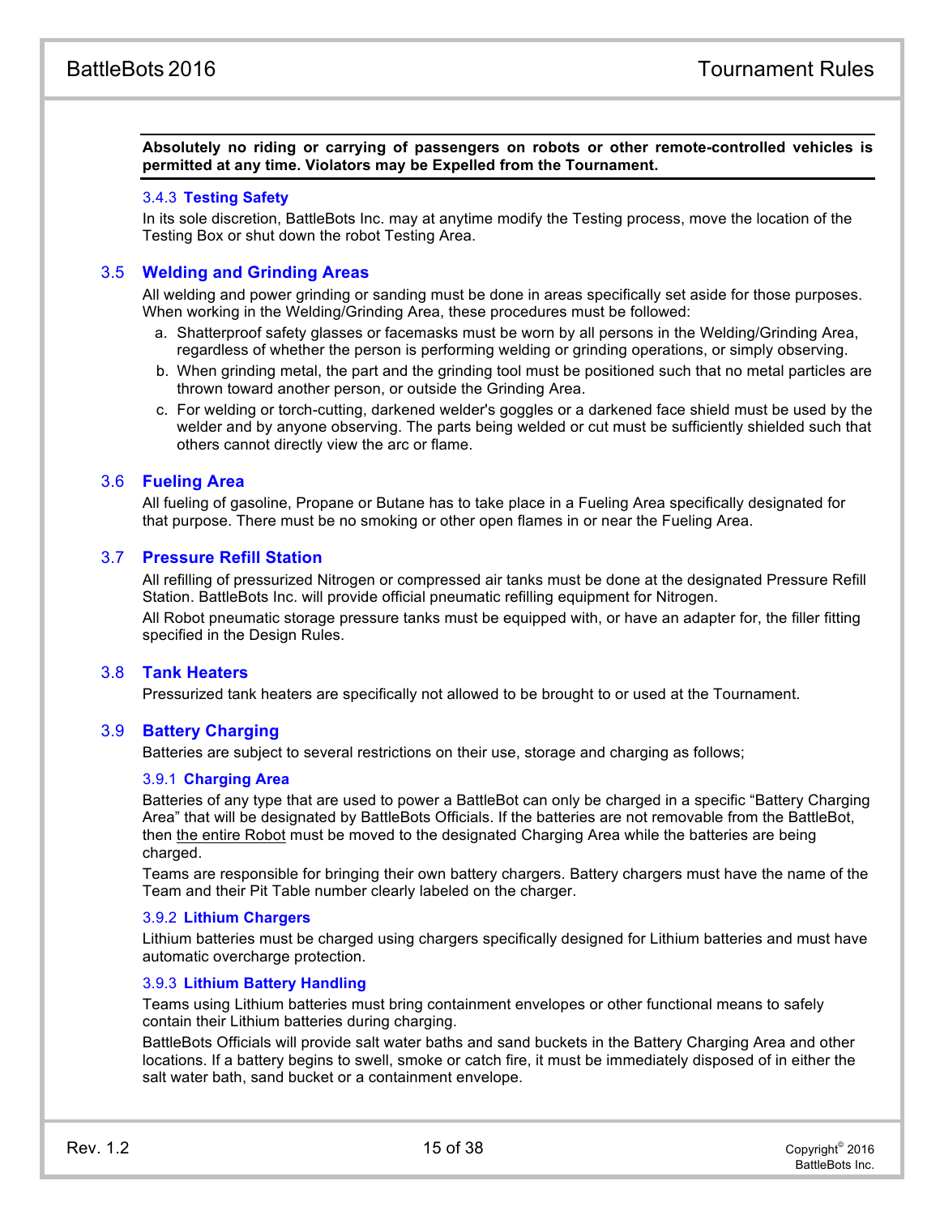**Absolutely no riding or carrying of passengers on robots or other remote-controlled vehicles is permitted at any time. Violators may be Expelled from the Tournament.**

#### 3.4.3 Testing Safety

In its sole discretion, BattleBots Inc. may at anytime modify the Testing process, move the location of the Testing Box or shut down the robot Testing Area.

### 3.5 Welding and Grinding Areas

All welding and power grinding or sanding must be done in areas specifically set aside for those purposes. When working in the Welding/Grinding Area, these procedures must be followed:

a. Shatterproof safety glasses or facemasks must be worn by all persons in the Welding/Grinding Area, regardless of whether the person is performing welding or grinding operations, or simply observing.
b. When grinding metal, the part and the grinding tool must be positioned such that no metal particles are thrown toward another person, or outside the Grinding Area.
c. For welding or torch-cutting, darkened welder's goggles or a darkened face shield must be used by the welder and by anyone observing. The parts being welded or cut must be sufficiently shielded such that others cannot directly view the arc or flame.

### 3.6 Fueling Area

All fueling of gasoline, Propane or Butane has to take place in a Fueling Area specifically designated for that purpose. There must be no smoking or other open flames in or near the Fueling Area.

### 3.7 Pressure Refill Station

All refilling of pressurized Nitrogen or compressed air tanks must be done at the designated Pressure Refill Station. BattleBots Inc. will provide official pneumatic refilling equipment for Nitrogen.

All Robot pneumatic storage pressure tanks must be equipped with, or have an adapter for, the filler fitting specified in the Design Rules.

### 3.8 Tank Heaters

Pressurized tank heaters are specifically not allowed to be brought to or used at the Tournament.

### 3.9 Battery Charging

Batteries are subject to several restrictions on their use, storage and charging as follows;

#### 3.9.1 Charging Area

Batteries of any type that are used to power a BattleBot can only be charged in a specific "Battery Charging Area" that will be designated by BattleBots Officials. If the batteries are not removable from the BattleBot, then the entire Robot must be moved to the designated Charging Area while the batteries are being charged.

Teams are responsible for bringing their own battery chargers. Battery chargers must have the name of the Team and their Pit Table number clearly labeled on the charger.

#### 3.9.2 Lithium Chargers

Lithium batteries must be charged using chargers specifically designed for Lithium batteries and must have automatic overcharge protection.

#### 3.9.3 Lithium Battery Handling

Teams using Lithium batteries must bring containment envelopes or other functional means to safely contain their Lithium batteries during charging.

BattleBots Officials will provide salt water baths and sand buckets in the Battery Charging Area and other locations. If a battery begins to swell, smoke or catch fire, it must be immediately disposed of in either the salt water bath, sand bucket or a containment envelope.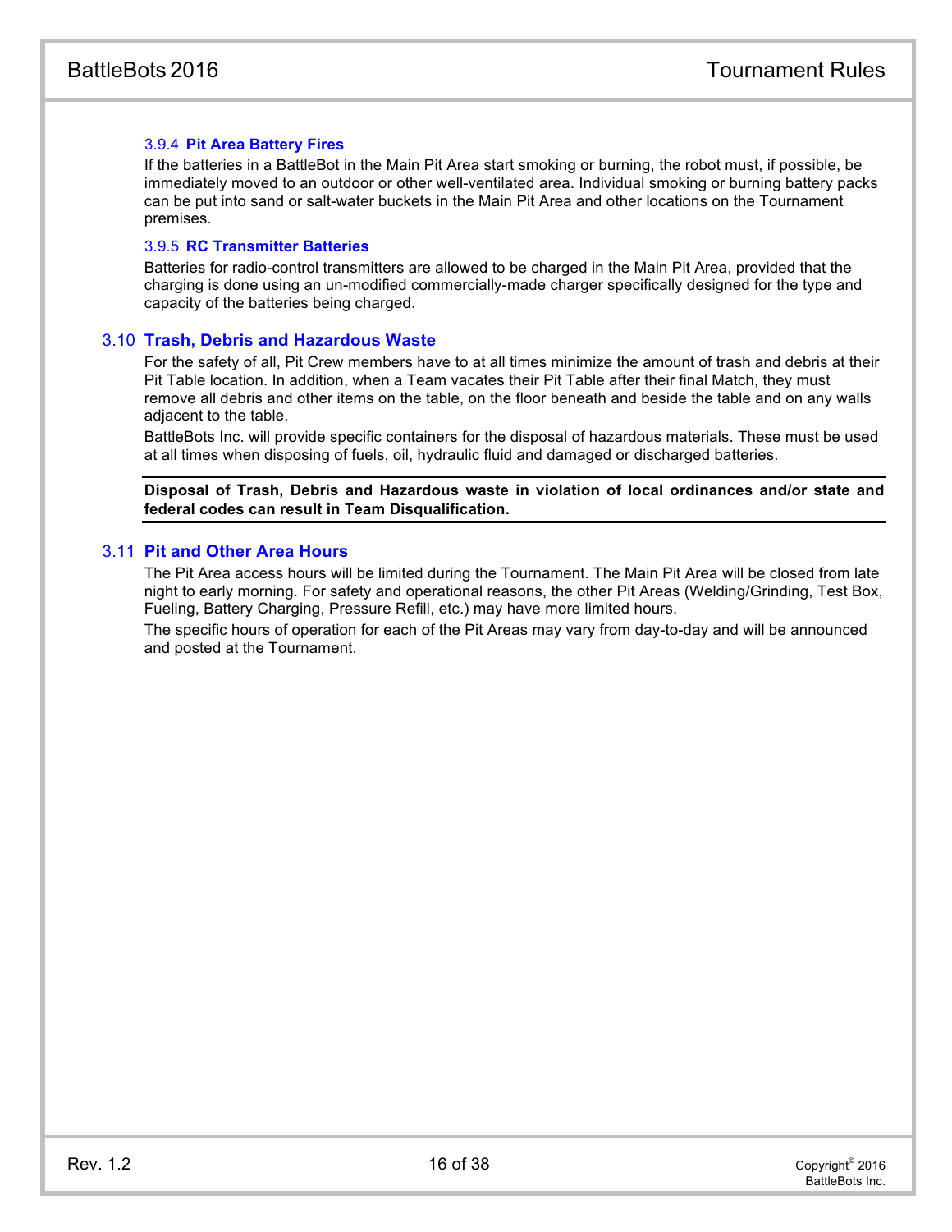#### 3.9.4 Pit Area Battery Fires

If the batteries in a BattleBot in the Main Pit Area start smoking or burning, the robot must, if possible, be immediately moved to an outdoor or other well-ventilated area. Individual smoking or burning battery packs can be put into sand or salt-water buckets in the Main Pit Area and other locations on the Tournament premises.

#### 3.9.5 RC Transmitter Batteries

Batteries for radio-control transmitters are allowed to be charged in the Main Pit Area, provided that the charging is done using an un-modified commercially-made charger specifically designed for the type and capacity of the batteries being charged.

### 3.10 Trash, Debris and Hazardous Waste

For the safety of all, Pit Crew members have to at all times minimize the amount of trash and debris at their Pit Table location. In addition, when a Team vacates their Pit Table after their final Match, they must remove all debris and other items on the table, on the floor beneath and beside the table and on any walls adjacent to the table.

BattleBots Inc. will provide specific containers for the disposal of hazardous materials. These must be used at all times when disposing of fuels, oil, hydraulic fluid and damaged or discharged batteries.

---

**Disposal of Trash, Debris and Hazardous waste in violation of local ordinances and/or state and federal codes can result in Team Disqualification.**

---

### 3.11 Pit and Other Area Hours

The Pit Area access hours will be limited during the Tournament. The Main Pit Area will be closed from late night to early morning. For safety and operational reasons, the other Pit Areas (Welding/Grinding, Test Box, Fueling, Battery Charging, Pressure Refill, etc.) may have more limited hours.

The specific hours of operation for each of the Pit Areas may vary from day-to-day and will be announced and posted at the Tournament.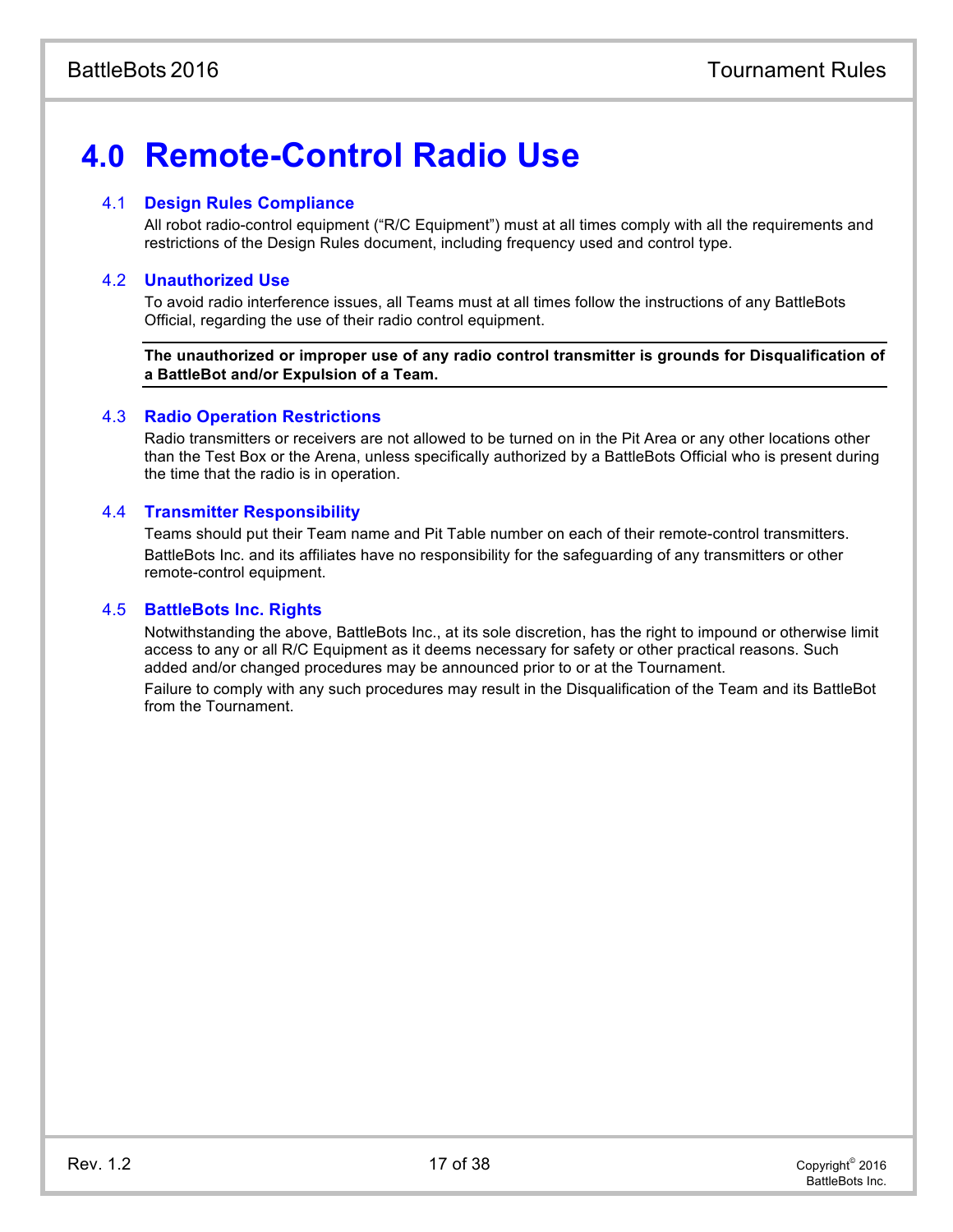# 4.0 Remote-Control Radio Use

### 4.1 Design Rules Compliance

All robot radio-control equipment (“R/C Equipment”) must at all times comply with all the requirements and restrictions of the Design Rules document, including frequency used and control type.

### 4.2 Unauthorized Use

To avoid radio interference issues, all Teams must at all times follow the instructions of any BattleBots Official, regarding the use of their radio control equipment.

**The unauthorized or improper use of any radio control transmitter is grounds for Disqualification of a BattleBot and/or Expulsion of a Team.**

### 4.3 Radio Operation Restrictions

Radio transmitters or receivers are not allowed to be turned on in the Pit Area or any other locations other than the Test Box or the Arena, unless specifically authorized by a BattleBots Official who is present during the time that the radio is in operation.

### 4.4 Transmitter Responsibility

Teams should put their Team name and Pit Table number on each of their remote-control transmitters.

BattleBots Inc. and its affiliates have no responsibility for the safeguarding of any transmitters or other remote-control equipment.

### 4.5 BattleBots Inc. Rights

Notwithstanding the above, BattleBots Inc., at its sole discretion, has the right to impound or otherwise limit access to any or all R/C Equipment as it deems necessary for safety or other practical reasons. Such added and/or changed procedures may be announced prior to or at the Tournament.

Failure to comply with any such procedures may result in the Disqualification of the Team and its BattleBot from the Tournament.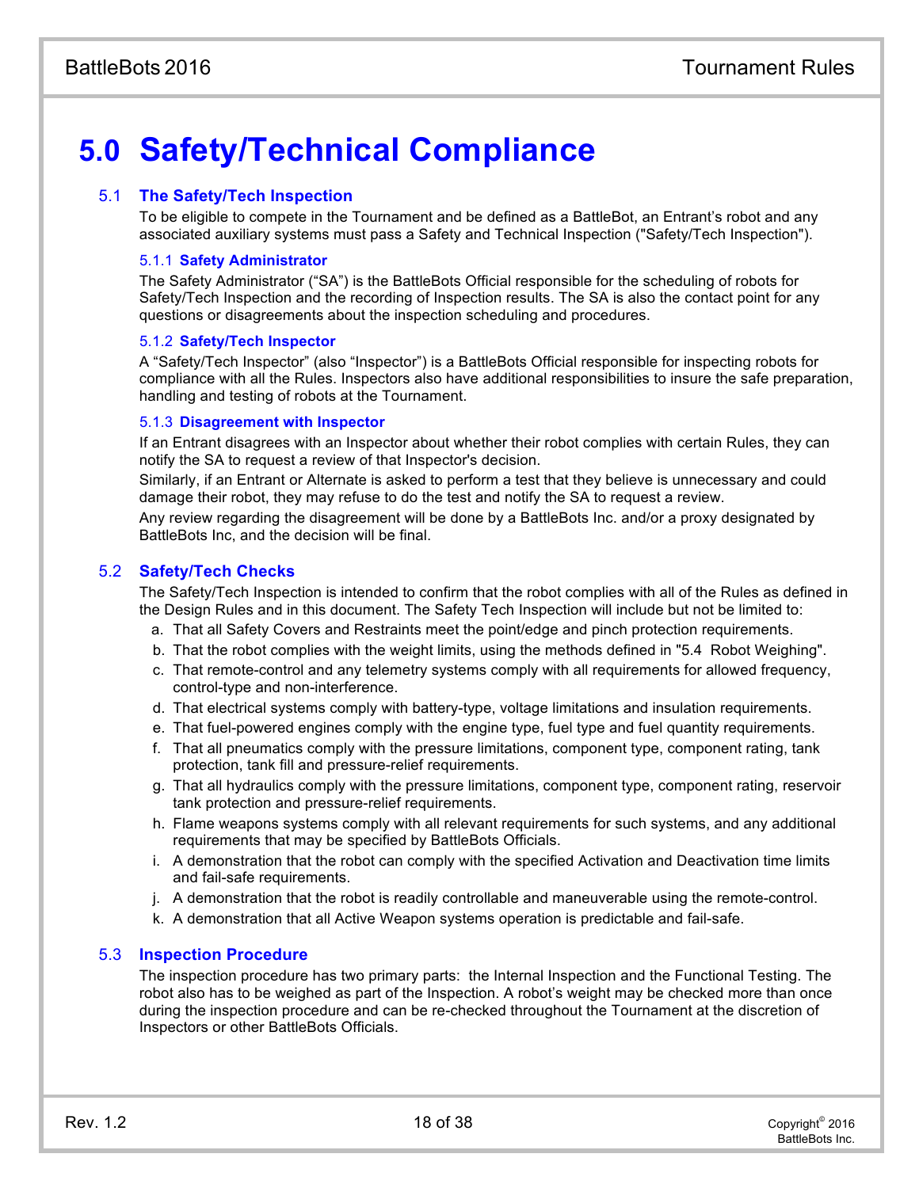# 5.0 Safety/Technical Compliance

## 5.1 The Safety/Tech Inspection

To be eligible to compete in the Tournament and be defined as a BattleBot, an Entrant's robot and any associated auxiliary systems must pass a Safety and Technical Inspection ("Safety/Tech Inspection").

### 5.1.1 Safety Administrator

The Safety Administrator ("SA") is the BattleBots Official responsible for the scheduling of robots for Safety/Tech Inspection and the recording of Inspection results. The SA is also the contact point for any questions or disagreements about the inspection scheduling and procedures.

### 5.1.2 Safety/Tech Inspector

A "Safety/Tech Inspector" (also "Inspector") is a BattleBots Official responsible for inspecting robots for compliance with all the Rules. Inspectors also have additional responsibilities to insure the safe preparation, handling and testing of robots at the Tournament.

### 5.1.3 Disagreement with Inspector

If an Entrant disagrees with an Inspector about whether their robot complies with certain Rules, they can notify the SA to request a review of that Inspector's decision.

Similarly, if an Entrant or Alternate is asked to perform a test that they believe is unnecessary and could damage their robot, they may refuse to do the test and notify the SA to request a review.

Any review regarding the disagreement will be done by a BattleBots Inc. and/or a proxy designated by BattleBots Inc, and the decision will be final.

## 5.2 Safety/Tech Checks

The Safety/Tech Inspection is intended to confirm that the robot complies with all of the Rules as defined in the Design Rules and in this document. The Safety Tech Inspection will include but not be limited to:

a. That all Safety Covers and Restraints meet the point/edge and pinch protection requirements.
b. That the robot complies with the weight limits, using the methods defined in "5.4 Robot Weighing".
c. That remote-control and any telemetry systems comply with all requirements for allowed frequency, control-type and non-interference.
d. That electrical systems comply with battery-type, voltage limitations and insulation requirements.
e. That fuel-powered engines comply with the engine type, fuel type and fuel quantity requirements.
f. That all pneumatics comply with the pressure limitations, component type, component rating, tank protection, tank fill and pressure-relief requirements.
g. That all hydraulics comply with the pressure limitations, component type, component rating, reservoir tank protection and pressure-relief requirements.
h. Flame weapons systems comply with all relevant requirements for such systems, and any additional requirements that may be specified by BattleBots Officials.
i. A demonstration that the robot can comply with the specified Activation and Deactivation time limits and fail-safe requirements.
j. A demonstration that the robot is readily controllable and maneuverable using the remote-control.
k. A demonstration that all Active Weapon systems operation is predictable and fail-safe.

## 5.3 Inspection Procedure

The inspection procedure has two primary parts: the Internal Inspection and the Functional Testing. The robot also has to be weighed as part of the Inspection. A robot's weight may be checked more than once during the inspection procedure and can be re-checked throughout the Tournament at the discretion of Inspectors or other BattleBots Officials.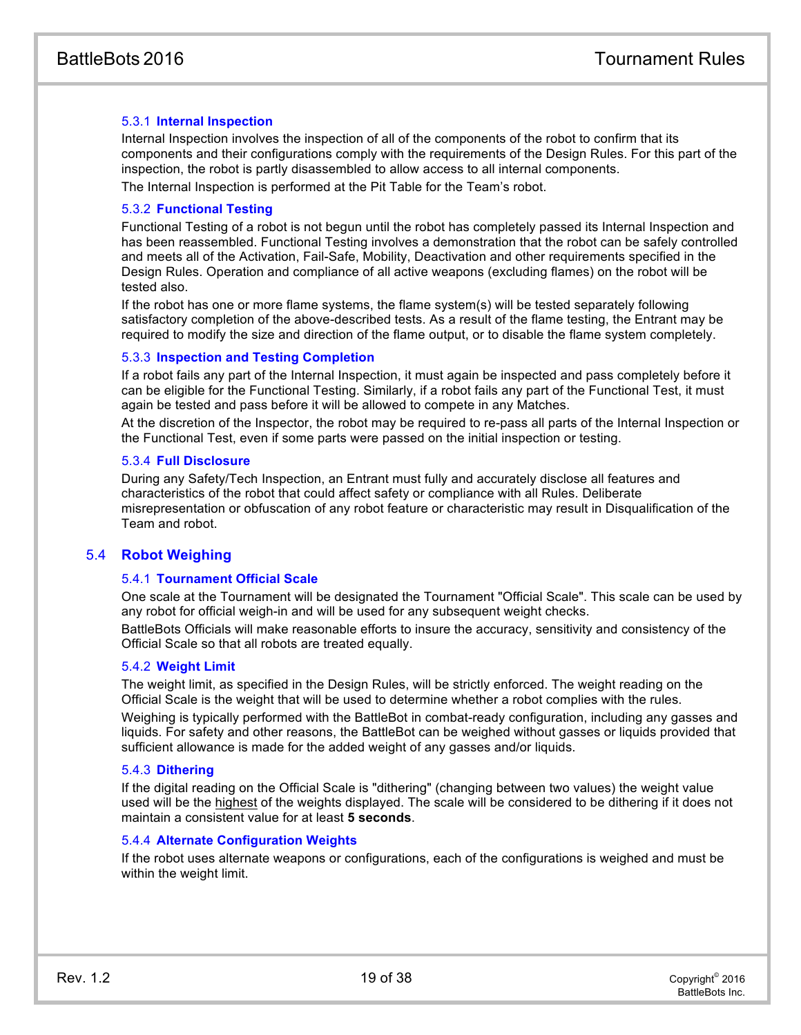### 5.3.1 Internal Inspection

Internal Inspection involves the inspection of all of the components of the robot to confirm that its components and their configurations comply with the requirements of the Design Rules. For this part of the inspection, the robot is partly disassembled to allow access to all internal components.

The Internal Inspection is performed at the Pit Table for the Team's robot.

### 5.3.2 Functional Testing

Functional Testing of a robot is not begun until the robot has completely passed its Internal Inspection and has been reassembled. Functional Testing involves a demonstration that the robot can be safely controlled and meets all of the Activation, Fail-Safe, Mobility, Deactivation and other requirements specified in the Design Rules. Operation and compliance of all active weapons (excluding flames) on the robot will be tested also.

If the robot has one or more flame systems, the flame system(s) will be tested separately following satisfactory completion of the above-described tests. As a result of the flame testing, the Entrant may be required to modify the size and direction of the flame output, or to disable the flame system completely.

### 5.3.3 Inspection and Testing Completion

If a robot fails any part of the Internal Inspection, it must again be inspected and pass completely before it can be eligible for the Functional Testing. Similarly, if a robot fails any part of the Functional Test, it must again be tested and pass before it will be allowed to compete in any Matches.

At the discretion of the Inspector, the robot may be required to re-pass all parts of the Internal Inspection or the Functional Test, even if some parts were passed on the initial inspection or testing.

### 5.3.4 Full Disclosure

During any Safety/Tech Inspection, an Entrant must fully and accurately disclose all features and characteristics of the robot that could affect safety or compliance with all Rules. Deliberate misrepresentation or obfuscation of any robot feature or characteristic may result in Disqualification of the Team and robot.

## 5.4 Robot Weighing

### 5.4.1 Tournament Official Scale

One scale at the Tournament will be designated the Tournament "Official Scale". This scale can be used by any robot for official weigh-in and will be used for any subsequent weight checks.

BattleBots Officials will make reasonable efforts to insure the accuracy, sensitivity and consistency of the Official Scale so that all robots are treated equally.

### 5.4.2 Weight Limit

The weight limit, as specified in the Design Rules, will be strictly enforced. The weight reading on the Official Scale is the weight that will be used to determine whether a robot complies with the rules.

Weighing is typically performed with the BattleBot in combat-ready configuration, including any gasses and liquids. For safety and other reasons, the BattleBot can be weighed without gasses or liquids provided that sufficient allowance is made for the added weight of any gasses and/or liquids.

### 5.4.3 Dithering

If the digital reading on the Official Scale is "dithering" (changing between two values) the weight value used will be the highest of the weights displayed. The scale will be considered to be dithering if it does not maintain a consistent value for at least **5 seconds**.

### 5.4.4 Alternate Configuration Weights

If the robot uses alternate weapons or configurations, each of the configurations is weighed and must be within the weight limit.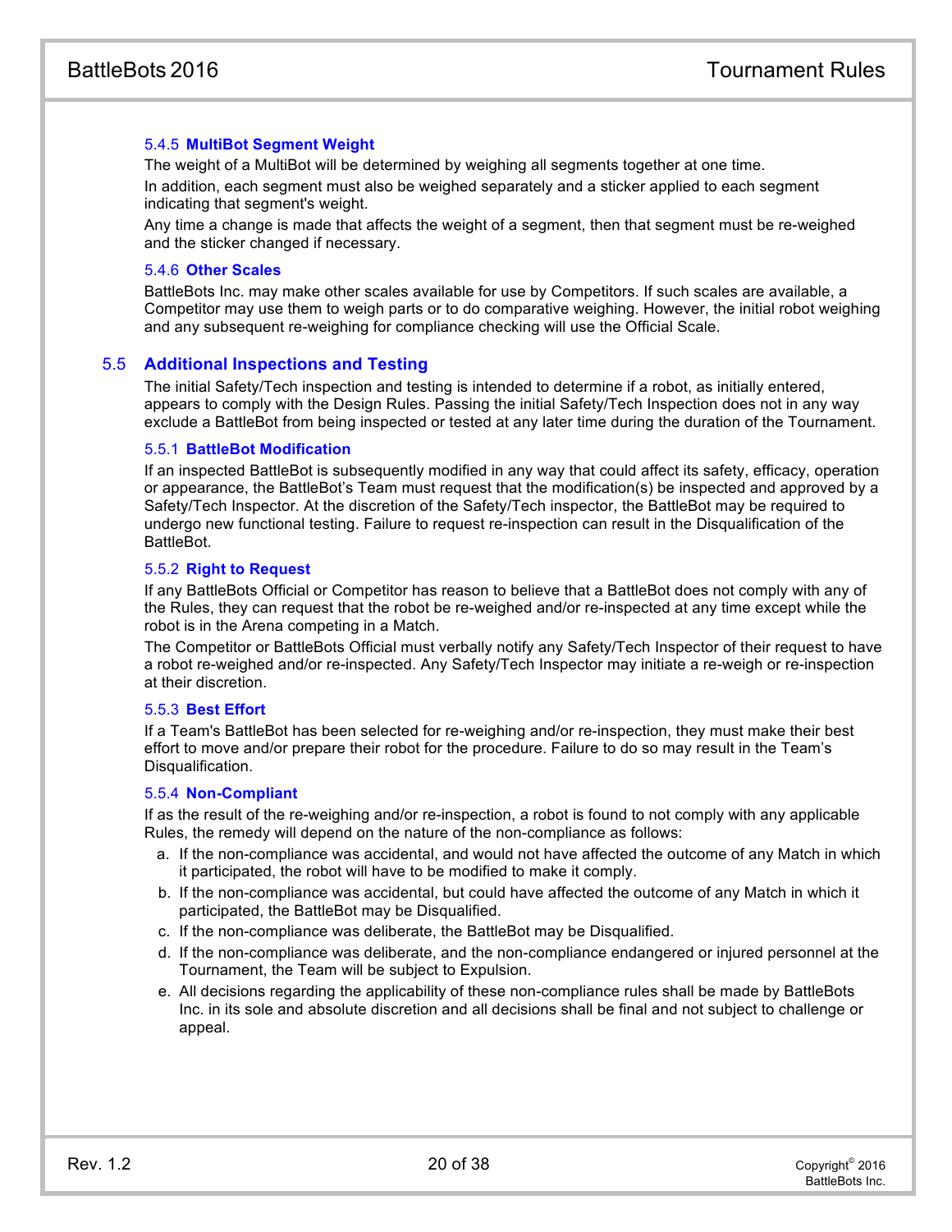#### 5.4.5 MultiBot Segment Weight

The weight of a MultiBot will be determined by weighing all segments together at one time.

In addition, each segment must also be weighed separately and a sticker applied to each segment indicating that segment's weight.

Any time a change is made that affects the weight of a segment, then that segment must be re-weighed and the sticker changed if necessary.

#### 5.4.6 Other Scales

BattleBots Inc. may make other scales available for use by Competitors. If such scales are available, a Competitor may use them to weigh parts or to do comparative weighing. However, the initial robot weighing and any subsequent re-weighing for compliance checking will use the Official Scale.

### 5.5 Additional Inspections and Testing

The initial Safety/Tech inspection and testing is intended to determine if a robot, as initially entered, appears to comply with the Design Rules. Passing the initial Safety/Tech Inspection does not in any way exclude a BattleBot from being inspected or tested at any later time during the duration of the Tournament.

#### 5.5.1 BattleBot Modification

If an inspected BattleBot is subsequently modified in any way that could affect its safety, efficacy, operation or appearance, the BattleBot's Team must request that the modification(s) be inspected and approved by a Safety/Tech Inspector. At the discretion of the Safety/Tech inspector, the BattleBot may be required to undergo new functional testing. Failure to request re-inspection can result in the Disqualification of the BattleBot.

#### 5.5.2 Right to Request

If any BattleBots Official or Competitor has reason to believe that a BattleBot does not comply with any of the Rules, they can request that the robot be re-weighed and/or re-inspected at any time except while the robot is in the Arena competing in a Match.

The Competitor or BattleBots Official must verbally notify any Safety/Tech Inspector of their request to have a robot re-weighed and/or re-inspected. Any Safety/Tech Inspector may initiate a re-weigh or re-inspection at their discretion.

#### 5.5.3 Best Effort

If a Team's BattleBot has been selected for re-weighing and/or re-inspection, they must make their best effort to move and/or prepare their robot for the procedure. Failure to do so may result in the Team's Disqualification.

#### 5.5.4 Non-Compliant

If as the result of the re-weighing and/or re-inspection, a robot is found to not comply with any applicable Rules, the remedy will depend on the nature of the non-compliance as follows:

a. If the non-compliance was accidental, and would not have affected the outcome of any Match in which it participated, the robot will have to be modified to make it comply.
b. If the non-compliance was accidental, but could have affected the outcome of any Match in which it participated, the BattleBot may be Disqualified.
c. If the non-compliance was deliberate, the BattleBot may be Disqualified.
d. If the non-compliance was deliberate, and the non-compliance endangered or injured personnel at the Tournament, the Team will be subject to Expulsion.
e. All decisions regarding the applicability of these non-compliance rules shall be made by BattleBots Inc. in its sole and absolute discretion and all decisions shall be final and not subject to challenge or appeal.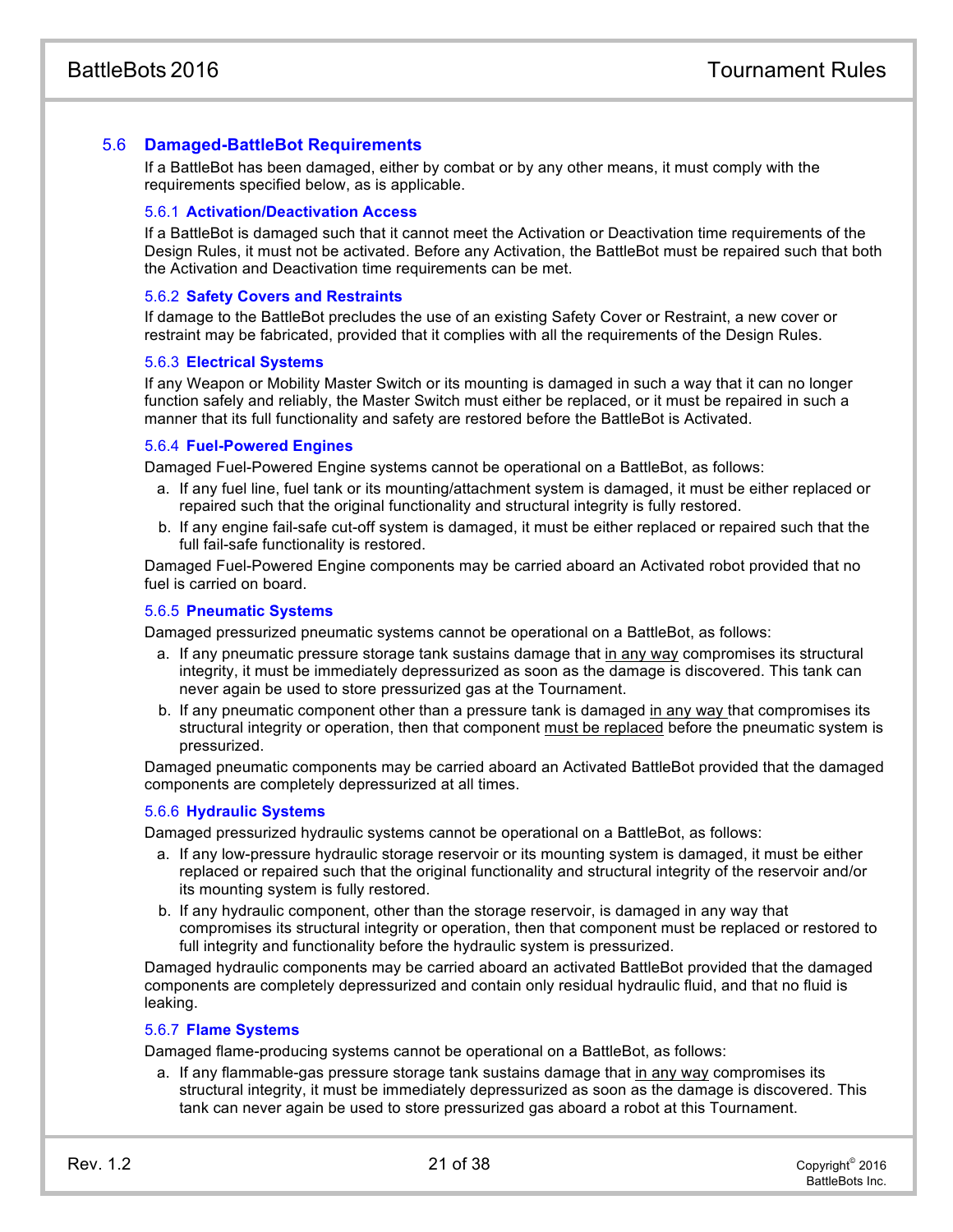## 5.6 Damaged-BattleBot Requirements

If a BattleBot has been damaged, either by combat or by any other means, it must comply with the requirements specified below, as is applicable.

### 5.6.1 Activation/Deactivation Access

If a BattleBot is damaged such that it cannot meet the Activation or Deactivation time requirements of the Design Rules, it must not be activated. Before any Activation, the BattleBot must be repaired such that both the Activation and Deactivation time requirements can be met.

### 5.6.2 Safety Covers and Restraints

If damage to the BattleBot precludes the use of an existing Safety Cover or Restraint, a new cover or restraint may be fabricated, provided that it complies with all the requirements of the Design Rules.

### 5.6.3 Electrical Systems

If any Weapon or Mobility Master Switch or its mounting is damaged in such a way that it can no longer function safely and reliably, the Master Switch must either be replaced, or it must be repaired in such a manner that its full functionality and safety are restored before the BattleBot is Activated.

### 5.6.4 Fuel-Powered Engines

Damaged Fuel-Powered Engine systems cannot be operational on a BattleBot, as follows:

a. If any fuel line, fuel tank or its mounting/attachment system is damaged, it must be either replaced or repaired such that the original functionality and structural integrity is fully restored.
b. If any engine fail-safe cut-off system is damaged, it must be either replaced or repaired such that the full fail-safe functionality is restored.

Damaged Fuel-Powered Engine components may be carried aboard an Activated robot provided that no fuel is carried on board.

### 5.6.5 Pneumatic Systems

Damaged pressurized pneumatic systems cannot be operational on a BattleBot, as follows:

a. If any pneumatic pressure storage tank sustains damage that <u>in any way</u> compromises its structural integrity, it must be immediately depressurized as soon as the damage is discovered. This tank can never again be used to store pressurized gas at the Tournament.
b. If any pneumatic component other than a pressure tank is damaged <u>in any way</u> that compromises its structural integrity or operation, then that component <u>must be replaced</u> before the pneumatic system is pressurized.

Damaged pneumatic components may be carried aboard an Activated BattleBot provided that the damaged components are completely depressurized at all times.

### 5.6.6 Hydraulic Systems

Damaged pressurized hydraulic systems cannot be operational on a BattleBot, as follows:

a. If any low-pressure hydraulic storage reservoir or its mounting system is damaged, it must be either replaced or repaired such that the original functionality and structural integrity of the reservoir and/or its mounting system is fully restored.
b. If any hydraulic component, other than the storage reservoir, is damaged in any way that compromises its structural integrity or operation, then that component must be replaced or restored to full integrity and functionality before the hydraulic system is pressurized.

Damaged hydraulic components may be carried aboard an activated BattleBot provided that the damaged components are completely depressurized and contain only residual hydraulic fluid, and that no fluid is leaking.

### 5.6.7 Flame Systems

Damaged flame-producing systems cannot be operational on a BattleBot, as follows:

a. If any flammable-gas pressure storage tank sustains damage that <u>in any way</u> compromises its structural integrity, it must be immediately depressurized as soon as the damage is discovered. This tank can never again be used to store pressurized gas aboard a robot at this Tournament.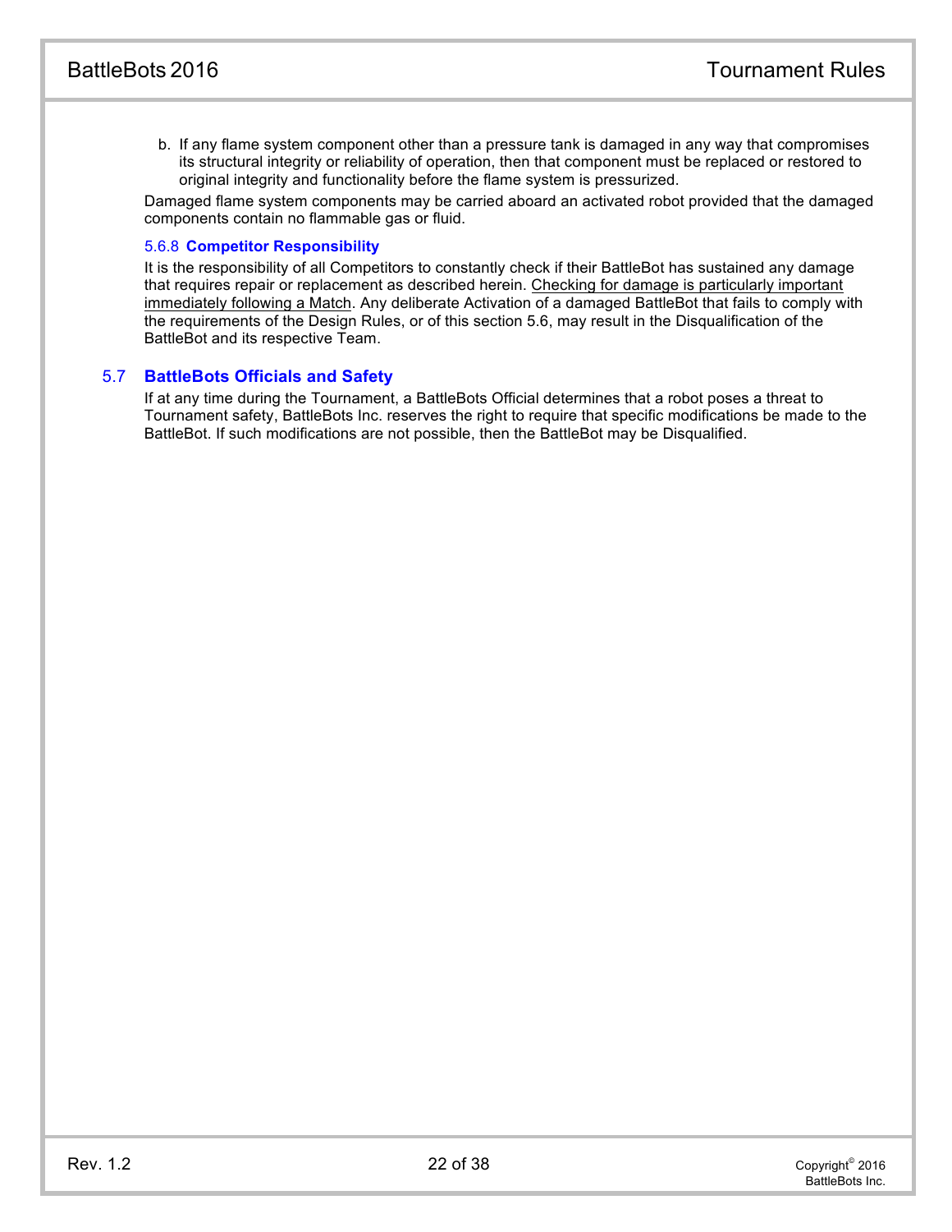b. If any flame system component other than a pressure tank is damaged in any way that compromises its structural integrity or reliability of operation, then that component must be replaced or restored to original integrity and functionality before the flame system is pressurized.

Damaged flame system components may be carried aboard an activated robot provided that the damaged components contain no flammable gas or fluid.

### 5.6.8 Competitor Responsibility

It is the responsibility of all Competitors to constantly check if their BattleBot has sustained any damage that requires repair or replacement as described herein. <u>Checking for damage is particularly important immediately following a Match</u>. Any deliberate Activation of a damaged BattleBot that fails to comply with the requirements of the Design Rules, or of this section 5.6, may result in the Disqualification of the BattleBot and its respective Team.

## 5.7 BattleBots Officials and Safety

If at any time during the Tournament, a BattleBots Official determines that a robot poses a threat to Tournament safety, BattleBots Inc. reserves the right to require that specific modifications be made to the BattleBot. If such modifications are not possible, then the BattleBot may be Disqualified.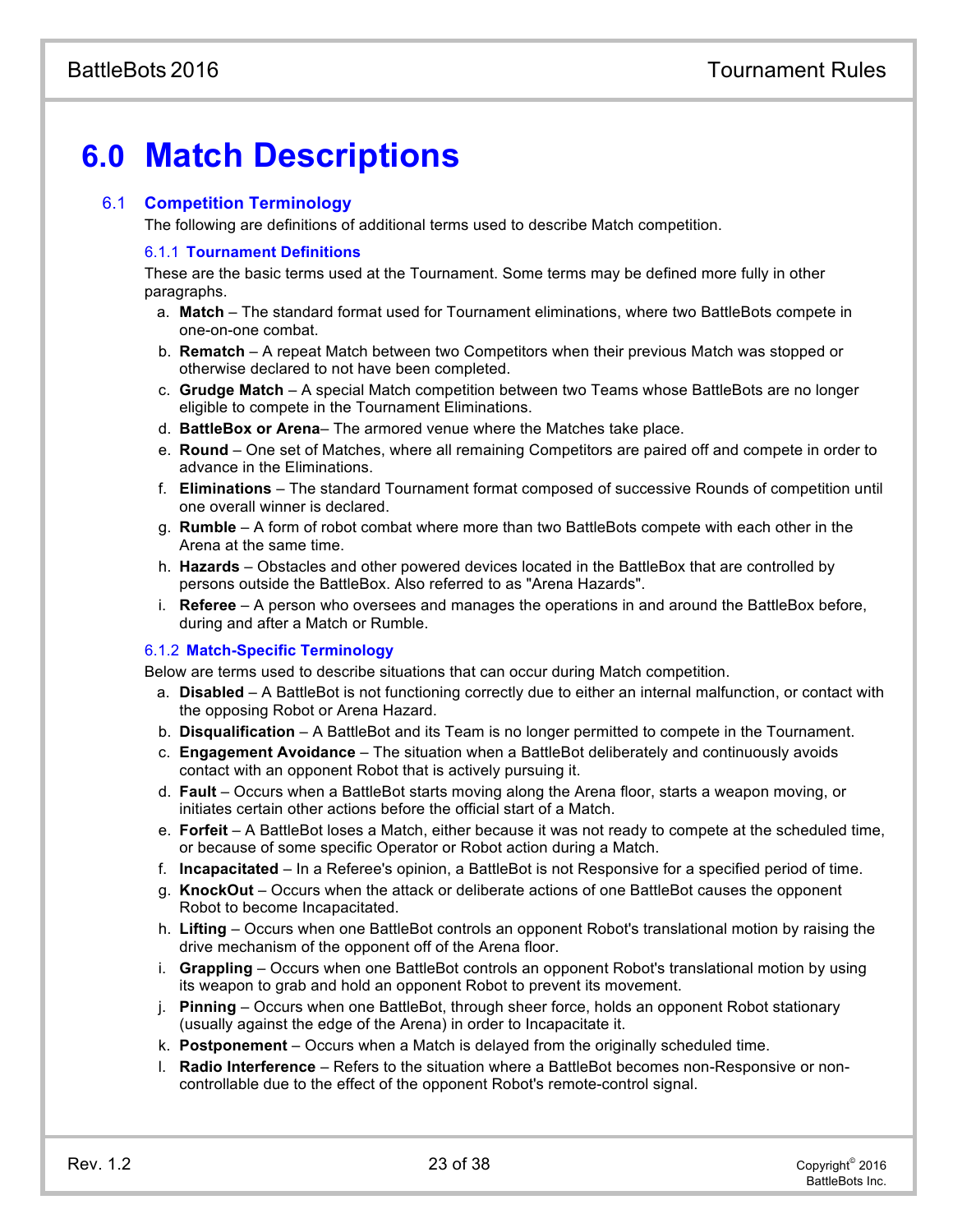# 6.0 Match Descriptions

## 6.1 Competition Terminology

The following are definitions of additional terms used to describe Match competition.

### 6.1.1 Tournament Definitions

These are the basic terms used at the Tournament. Some terms may be defined more fully in other paragraphs.

a. **Match** – The standard format used for Tournament eliminations, where two BattleBots compete in one-on-one combat.
b. **Rematch** – A repeat Match between two Competitors when their previous Match was stopped or otherwise declared to not have been completed.
c. **Grudge Match** – A special Match competition between two Teams whose BattleBots are no longer eligible to compete in the Tournament Eliminations.
d. **BattleBox or Arena**– The armored venue where the Matches take place.
e. **Round** – One set of Matches, where all remaining Competitors are paired off and compete in order to advance in the Eliminations.
f. **Eliminations** – The standard Tournament format composed of successive Rounds of competition until one overall winner is declared.
g. **Rumble** – A form of robot combat where more than two BattleBots compete with each other in the Arena at the same time.
h. **Hazards** – Obstacles and other powered devices located in the BattleBox that are controlled by persons outside the BattleBox. Also referred to as "Arena Hazards".
i. **Referee** – A person who oversees and manages the operations in and around the BattleBox before, during and after a Match or Rumble.

### 6.1.2 Match-Specific Terminology

Below are terms used to describe situations that can occur during Match competition.

a. **Disabled** – A BattleBot is not functioning correctly due to either an internal malfunction, or contact with the opposing Robot or Arena Hazard.
b. **Disqualification** – A BattleBot and its Team is no longer permitted to compete in the Tournament.
c. **Engagement Avoidance** – The situation when a BattleBot deliberately and continuously avoids contact with an opponent Robot that is actively pursuing it.
d. **Fault** – Occurs when a BattleBot starts moving along the Arena floor, starts a weapon moving, or initiates certain other actions before the official start of a Match.
e. **Forfeit** – A BattleBot loses a Match, either because it was not ready to compete at the scheduled time, or because of some specific Operator or Robot action during a Match.
f. **Incapacitated** – In a Referee's opinion, a BattleBot is not Responsive for a specified period of time.
g. **KnockOut** – Occurs when the attack or deliberate actions of one BattleBot causes the opponent Robot to become Incapacitated.
h. **Lifting** – Occurs when one BattleBot controls an opponent Robot's translational motion by raising the drive mechanism of the opponent off of the Arena floor.
i. **Grappling** – Occurs when one BattleBot controls an opponent Robot's translational motion by using its weapon to grab and hold an opponent Robot to prevent its movement.
j. **Pinning** – Occurs when one BattleBot, through sheer force, holds an opponent Robot stationary (usually against the edge of the Arena) in order to Incapacitate it.
k. **Postponement** – Occurs when a Match is delayed from the originally scheduled time.
l. **Radio Interference** – Refers to the situation where a BattleBot becomes non-Responsive or non-controllable due to the effect of the opponent Robot's remote-control signal.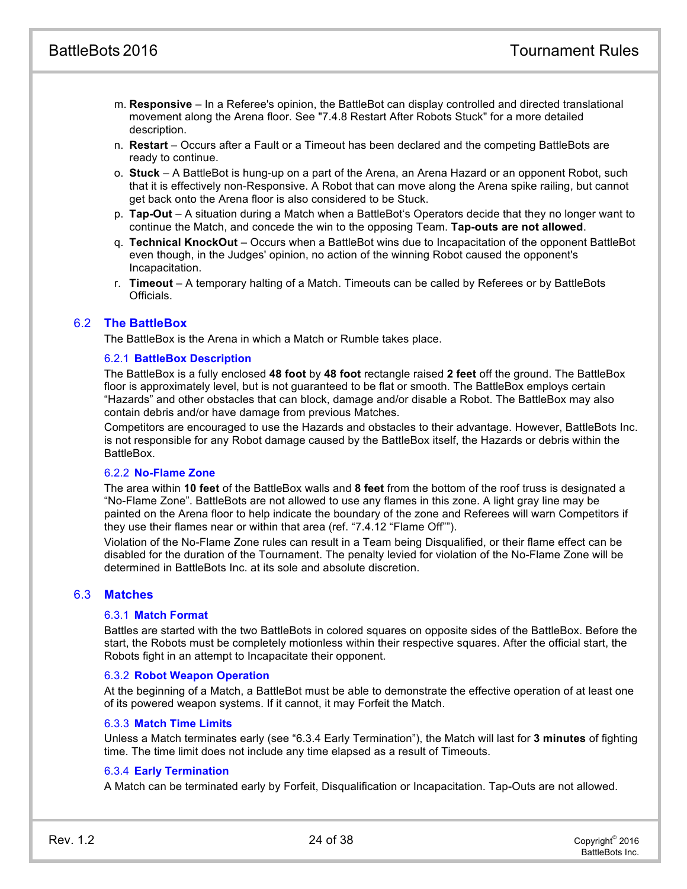m. **Responsive** – In a Referee's opinion, the BattleBot can display controlled and directed translational movement along the Arena floor. See "7.4.8 Restart After Robots Stuck" for a more detailed description.

n. **Restart** – Occurs after a Fault or a Timeout has been declared and the competing BattleBots are ready to continue.

o. **Stuck** – A BattleBot is hung-up on a part of the Arena, an Arena Hazard or an opponent Robot, such that it is effectively non-Responsive. A Robot that can move along the Arena spike railing, but cannot get back onto the Arena floor is also considered to be Stuck.

p. **Tap-Out** – A situation during a Match when a BattleBot's Operators decide that they no longer want to continue the Match, and concede the win to the opposing Team. **Tap-outs are not allowed**.

q. **Technical KnockOut** – Occurs when a BattleBot wins due to Incapacitation of the opponent BattleBot even though, in the Judges' opinion, no action of the winning Robot caused the opponent's Incapacitation.

r. **Timeout** – A temporary halting of a Match. Timeouts can be called by Referees or by BattleBots Officials.

## 6.2 The BattleBox

The BattleBox is the Arena in which a Match or Rumble takes place.

### 6.2.1 BattleBox Description

The BattleBox is a fully enclosed **48 foot** by **48 foot** rectangle raised **2 feet** off the ground. The BattleBox floor is approximately level, but is not guaranteed to be flat or smooth. The BattleBox employs certain "Hazards" and other obstacles that can block, damage and/or disable a Robot. The BattleBox may also contain debris and/or have damage from previous Matches.

Competitors are encouraged to use the Hazards and obstacles to their advantage. However, BattleBots Inc. is not responsible for any Robot damage caused by the BattleBox itself, the Hazards or debris within the BattleBox.

### 6.2.2 No-Flame Zone

The area within **10 feet** of the BattleBox walls and **8 feet** from the bottom of the roof truss is designated a "No-Flame Zone". BattleBots are not allowed to use any flames in this zone. A light gray line may be painted on the Arena floor to help indicate the boundary of the zone and Referees will warn Competitors if they use their flames near or within that area (ref. "7.4.12 "Flame Off"").

Violation of the No-Flame Zone rules can result in a Team being Disqualified, or their flame effect can be disabled for the duration of the Tournament. The penalty levied for violation of the No-Flame Zone will be determined in BattleBots Inc. at its sole and absolute discretion.

## 6.3 Matches

### 6.3.1 Match Format

Battles are started with the two BattleBots in colored squares on opposite sides of the BattleBox. Before the start, the Robots must be completely motionless within their respective squares. After the official start, the Robots fight in an attempt to Incapacitate their opponent.

### 6.3.2 Robot Weapon Operation

At the beginning of a Match, a BattleBot must be able to demonstrate the effective operation of at least one of its powered weapon systems. If it cannot, it may Forfeit the Match.

### 6.3.3 Match Time Limits

Unless a Match terminates early (see "6.3.4 Early Termination"), the Match will last for **3 minutes** of fighting time. The time limit does not include any time elapsed as a result of Timeouts.

### 6.3.4 Early Termination

A Match can be terminated early by Forfeit, Disqualification or Incapacitation. Tap-Outs are not allowed.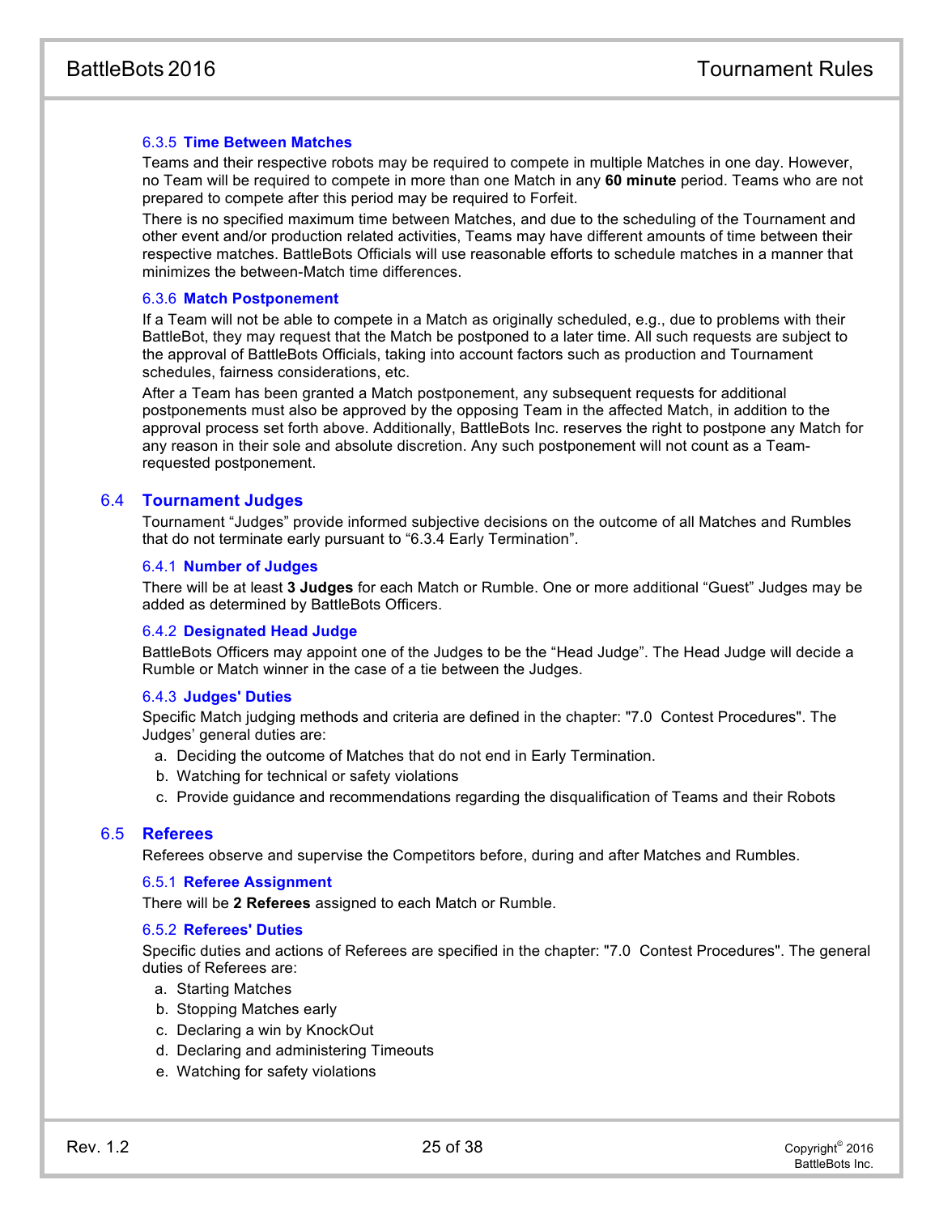#### 6.3.5 Time Between Matches

Teams and their respective robots may be required to compete in multiple Matches in one day. However, no Team will be required to compete in more than one Match in any **60 minute** period. Teams who are not prepared to compete after this period may be required to Forfeit.

There is no specified maximum time between Matches, and due to the scheduling of the Tournament and other event and/or production related activities, Teams may have different amounts of time between their respective matches. BattleBots Officials will use reasonable efforts to schedule matches in a manner that minimizes the between-Match time differences.

#### 6.3.6 Match Postponement

If a Team will not be able to compete in a Match as originally scheduled, e.g., due to problems with their BattleBot, they may request that the Match be postponed to a later time. All such requests are subject to the approval of BattleBots Officials, taking into account factors such as production and Tournament schedules, fairness considerations, etc.

After a Team has been granted a Match postponement, any subsequent requests for additional postponements must also be approved by the opposing Team in the affected Match, in addition to the approval process set forth above. Additionally, BattleBots Inc. reserves the right to postpone any Match for any reason in their sole and absolute discretion. Any such postponement will not count as a Team-requested postponement.

### 6.4 Tournament Judges

Tournament "Judges" provide informed subjective decisions on the outcome of all Matches and Rumbles that do not terminate early pursuant to "6.3.4 Early Termination".

#### 6.4.1 Number of Judges

There will be at least **3 Judges** for each Match or Rumble. One or more additional "Guest" Judges may be added as determined by BattleBots Officers.

#### 6.4.2 Designated Head Judge

BattleBots Officers may appoint one of the Judges to be the "Head Judge". The Head Judge will decide a Rumble or Match winner in the case of a tie between the Judges.

#### 6.4.3 Judges' Duties

Specific Match judging methods and criteria are defined in the chapter: "7.0 Contest Procedures". The Judges' general duties are:

a. Deciding the outcome of Matches that do not end in Early Termination.
b. Watching for technical or safety violations
c. Provide guidance and recommendations regarding the disqualification of Teams and their Robots

### 6.5 Referees

Referees observe and supervise the Competitors before, during and after Matches and Rumbles.

#### 6.5.1 Referee Assignment

There will be **2 Referees** assigned to each Match or Rumble.

#### 6.5.2 Referees' Duties

Specific duties and actions of Referees are specified in the chapter: "7.0 Contest Procedures". The general duties of Referees are:

a. Starting Matches
b. Stopping Matches early
c. Declaring a win by KnockOut
d. Declaring and administering Timeouts
e. Watching for safety violations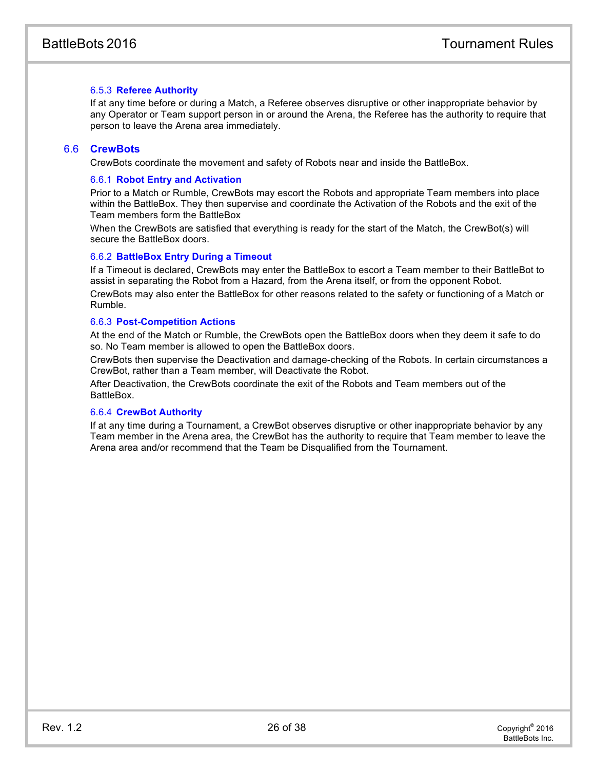#### 6.5.3 Referee Authority

If at any time before or during a Match, a Referee observes disruptive or other inappropriate behavior by any Operator or Team support person in or around the Arena, the Referee has the authority to require that person to leave the Arena area immediately.

## 6.6 CrewBots

CrewBots coordinate the movement and safety of Robots near and inside the BattleBox.

#### 6.6.1 Robot Entry and Activation

Prior to a Match or Rumble, CrewBots may escort the Robots and appropriate Team members into place within the BattleBox. They then supervise and coordinate the Activation of the Robots and the exit of the Team members form the BattleBox

When the CrewBots are satisfied that everything is ready for the start of the Match, the CrewBot(s) will secure the BattleBox doors.

#### 6.6.2 BattleBox Entry During a Timeout

If a Timeout is declared, CrewBots may enter the BattleBox to escort a Team member to their BattleBot to assist in separating the Robot from a Hazard, from the Arena itself, or from the opponent Robot.

CrewBots may also enter the BattleBox for other reasons related to the safety or functioning of a Match or Rumble.

#### 6.6.3 Post-Competition Actions

At the end of the Match or Rumble, the CrewBots open the BattleBox doors when they deem it safe to do so. No Team member is allowed to open the BattleBox doors.

CrewBots then supervise the Deactivation and damage-checking of the Robots. In certain circumstances a CrewBot, rather than a Team member, will Deactivate the Robot.

After Deactivation, the CrewBots coordinate the exit of the Robots and Team members out of the BattleBox.

#### 6.6.4 CrewBot Authority

If at any time during a Tournament, a CrewBot observes disruptive or other inappropriate behavior by any Team member in the Arena area, the CrewBot has the authority to require that Team member to leave the Arena area and/or recommend that the Team be Disqualified from the Tournament.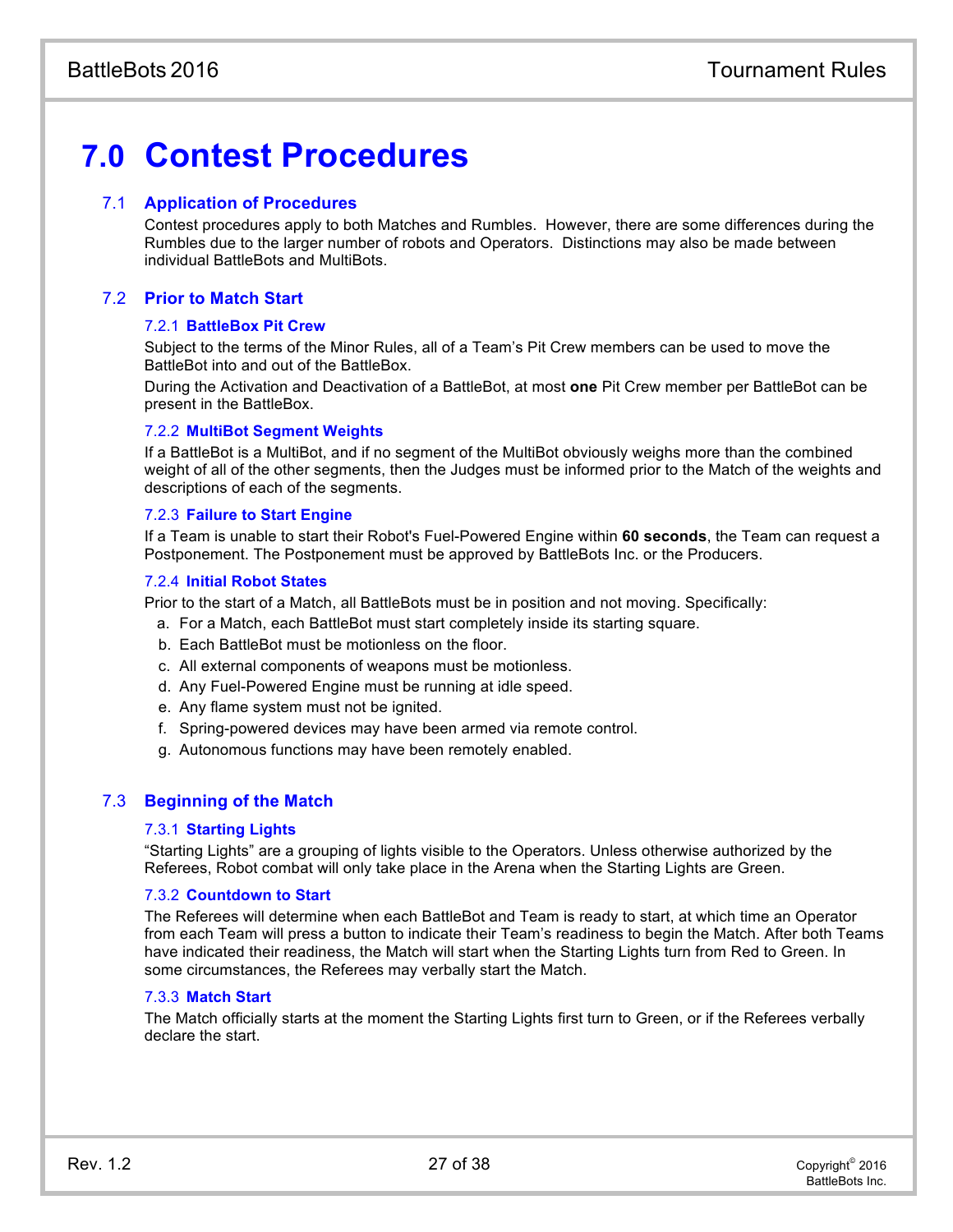# 7.0 Contest Procedures

## 7.1 Application of Procedures

Contest procedures apply to both Matches and Rumbles. However, there are some differences during the Rumbles due to the larger number of robots and Operators. Distinctions may also be made between individual BattleBots and MultiBots.

## 7.2 Prior to Match Start

### 7.2.1 BattleBox Pit Crew

Subject to the terms of the Minor Rules, all of a Team's Pit Crew members can be used to move the BattleBot into and out of the BattleBox.

During the Activation and Deactivation of a BattleBot, at most **one** Pit Crew member per BattleBot can be present in the BattleBox.

### 7.2.2 MultiBot Segment Weights

If a BattleBot is a MultiBot, and if no segment of the MultiBot obviously weighs more than the combined weight of all of the other segments, then the Judges must be informed prior to the Match of the weights and descriptions of each of the segments.

### 7.2.3 Failure to Start Engine

If a Team is unable to start their Robot's Fuel-Powered Engine within **60 seconds**, the Team can request a Postponement. The Postponement must be approved by BattleBots Inc. or the Producers.

### 7.2.4 Initial Robot States

Prior to the start of a Match, all BattleBots must be in position and not moving. Specifically:

a. For a Match, each BattleBot must start completely inside its starting square.
b. Each BattleBot must be motionless on the floor.
c. All external components of weapons must be motionless.
d. Any Fuel-Powered Engine must be running at idle speed.
e. Any flame system must not be ignited.
f. Spring-powered devices may have been armed via remote control.
g. Autonomous functions may have been remotely enabled.

## 7.3 Beginning of the Match

### 7.3.1 Starting Lights

"Starting Lights" are a grouping of lights visible to the Operators. Unless otherwise authorized by the Referees, Robot combat will only take place in the Arena when the Starting Lights are Green.

### 7.3.2 Countdown to Start

The Referees will determine when each BattleBot and Team is ready to start, at which time an Operator from each Team will press a button to indicate their Team's readiness to begin the Match. After both Teams have indicated their readiness, the Match will start when the Starting Lights turn from Red to Green. In some circumstances, the Referees may verbally start the Match.

### 7.3.3 Match Start

The Match officially starts at the moment the Starting Lights first turn to Green, or if the Referees verbally declare the start.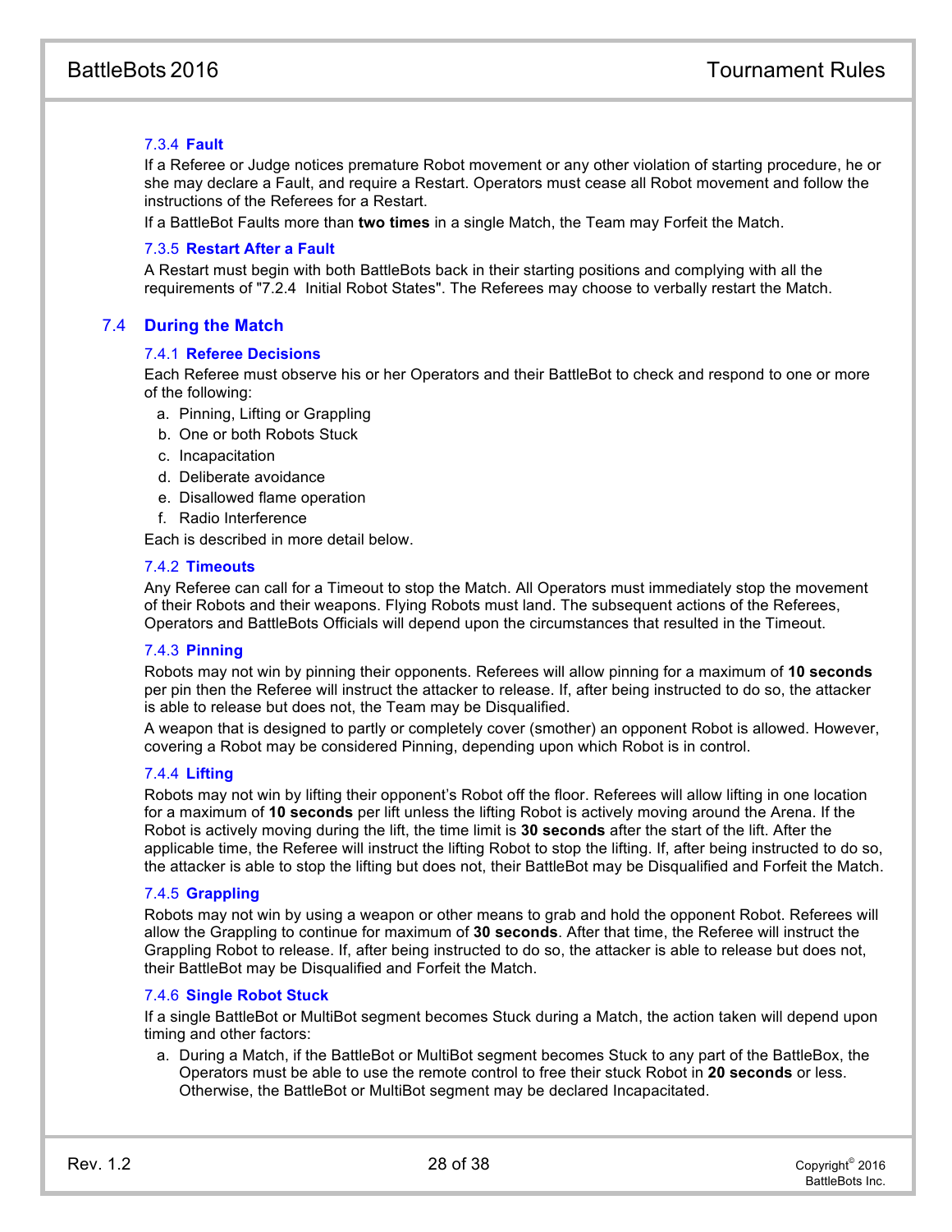#### 7.3.4 Fault

If a Referee or Judge notices premature Robot movement or any other violation of starting procedure, he or she may declare a Fault, and require a Restart. Operators must cease all Robot movement and follow the instructions of the Referees for a Restart.

If a BattleBot Faults more than **two times** in a single Match, the Team may Forfeit the Match.

#### 7.3.5 Restart After a Fault

A Restart must begin with both BattleBots back in their starting positions and complying with all the requirements of "7.2.4 Initial Robot States". The Referees may choose to verbally restart the Match.

### 7.4 During the Match

#### 7.4.1 Referee Decisions

Each Referee must observe his or her Operators and their BattleBot to check and respond to one or more of the following:

a. Pinning, Lifting or Grappling
b. One or both Robots Stuck
c. Incapacitation
d. Deliberate avoidance
e. Disallowed flame operation
f. Radio Interference

Each is described in more detail below.

#### 7.4.2 Timeouts

Any Referee can call for a Timeout to stop the Match. All Operators must immediately stop the movement of their Robots and their weapons. Flying Robots must land. The subsequent actions of the Referees, Operators and BattleBots Officials will depend upon the circumstances that resulted in the Timeout.

#### 7.4.3 Pinning

Robots may not win by pinning their opponents. Referees will allow pinning for a maximum of **10 seconds** per pin then the Referee will instruct the attacker to release. If, after being instructed to do so, the attacker is able to release but does not, the Team may be Disqualified.

A weapon that is designed to partly or completely cover (smother) an opponent Robot is allowed. However, covering a Robot may be considered Pinning, depending upon which Robot is in control.

#### 7.4.4 Lifting

Robots may not win by lifting their opponent's Robot off the floor. Referees will allow lifting in one location for a maximum of **10 seconds** per lift unless the lifting Robot is actively moving around the Arena. If the Robot is actively moving during the lift, the time limit is **30 seconds** after the start of the lift. After the applicable time, the Referee will instruct the lifting Robot to stop the lifting. If, after being instructed to do so, the attacker is able to stop the lifting but does not, their BattleBot may be Disqualified and Forfeit the Match.

#### 7.4.5 Grappling

Robots may not win by using a weapon or other means to grab and hold the opponent Robot. Referees will allow the Grappling to continue for maximum of **30 seconds**. After that time, the Referee will instruct the Grappling Robot to release. If, after being instructed to do so, the attacker is able to release but does not, their BattleBot may be Disqualified and Forfeit the Match.

#### 7.4.6 Single Robot Stuck

If a single BattleBot or MultiBot segment becomes Stuck during a Match, the action taken will depend upon timing and other factors:

a. During a Match, if the BattleBot or MultiBot segment becomes Stuck to any part of the BattleBox, the Operators must be able to use the remote control to free their stuck Robot in **20 seconds** or less. Otherwise, the BattleBot or MultiBot segment may be declared Incapacitated.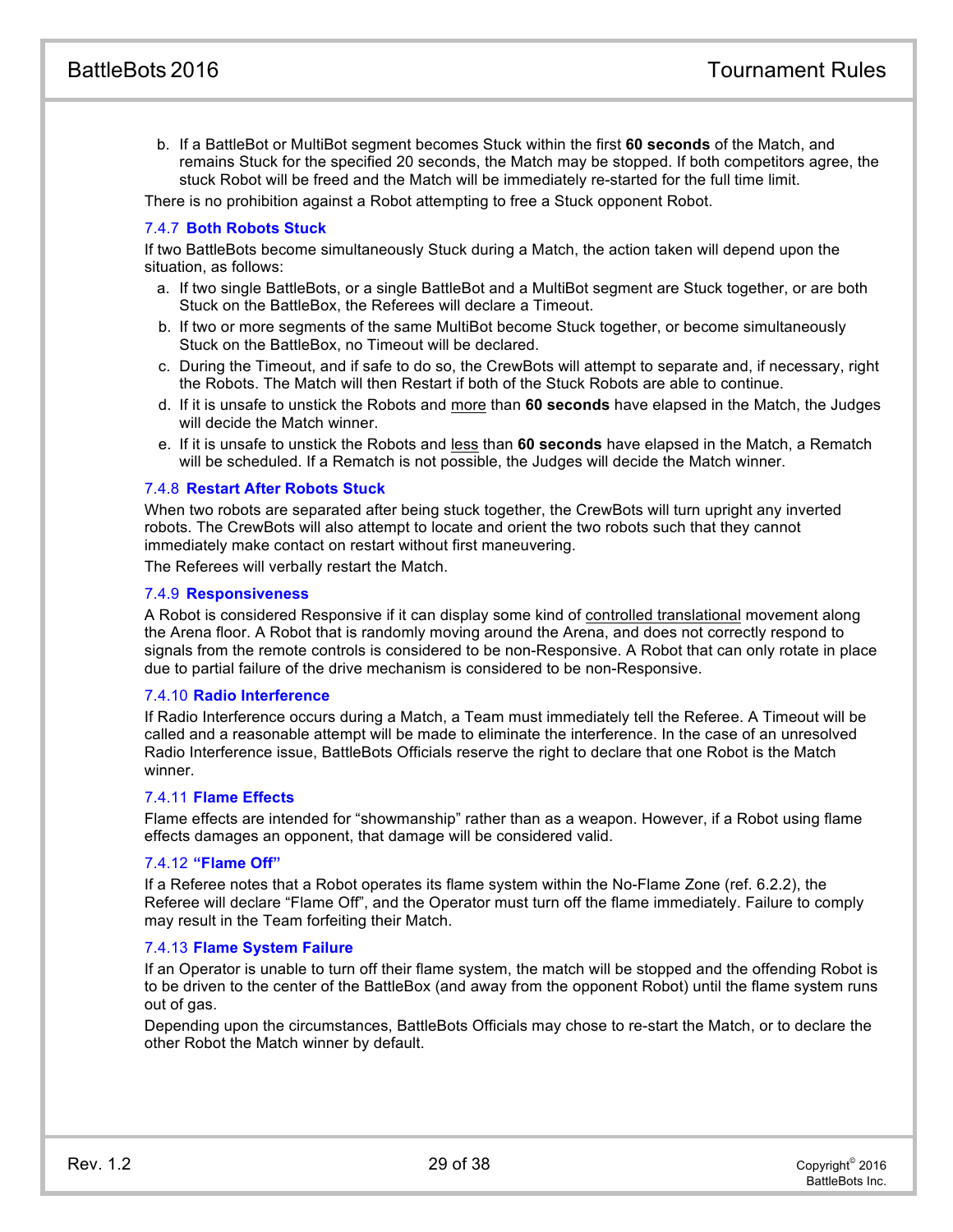b. If a BattleBot or MultiBot segment becomes Stuck within the first **60 seconds** of the Match, and remains Stuck for the specified 20 seconds, the Match may be stopped. If both competitors agree, the stuck Robot will be freed and the Match will be immediately re-started for the full time limit.

There is no prohibition against a Robot attempting to free a Stuck opponent Robot.

### 7.4.7 Both Robots Stuck

If two BattleBots become simultaneously Stuck during a Match, the action taken will depend upon the situation, as follows:

a. If two single BattleBots, or a single BattleBot and a MultiBot segment are Stuck together, or are both Stuck on the BattleBox, the Referees will declare a Timeout.
b. If two or more segments of the same MultiBot become Stuck together, or become simultaneously Stuck on the BattleBox, no Timeout will be declared.
c. During the Timeout, and if safe to do so, the CrewBots will attempt to separate and, if necessary, right the Robots. The Match will then Restart if both of the Stuck Robots are able to continue.
d. If it is unsafe to unstick the Robots and more than **60 seconds** have elapsed in the Match, the Judges will decide the Match winner.
e. If it is unsafe to unstick the Robots and less than **60 seconds** have elapsed in the Match, a Rematch will be scheduled. If a Rematch is not possible, the Judges will decide the Match winner.

### 7.4.8 Restart After Robots Stuck

When two robots are separated after being stuck together, the CrewBots will turn upright any inverted robots. The CrewBots will also attempt to locate and orient the two robots such that they cannot immediately make contact on restart without first maneuvering.

The Referees will verbally restart the Match.

### 7.4.9 Responsiveness

A Robot is considered Responsive if it can display some kind of controlled translational movement along the Arena floor. A Robot that is randomly moving around the Arena, and does not correctly respond to signals from the remote controls is considered to be non-Responsive. A Robot that can only rotate in place due to partial failure of the drive mechanism is considered to be non-Responsive.

### 7.4.10 Radio Interference

If Radio Interference occurs during a Match, a Team must immediately tell the Referee. A Timeout will be called and a reasonable attempt will be made to eliminate the interference. In the case of an unresolved Radio Interference issue, BattleBots Officials reserve the right to declare that one Robot is the Match winner.

### 7.4.11 Flame Effects

Flame effects are intended for “showmanship” rather than as a weapon. However, if a Robot using flame effects damages an opponent, that damage will be considered valid.

### 7.4.12 “Flame Off”

If a Referee notes that a Robot operates its flame system within the No-Flame Zone (ref. 6.2.2), the Referee will declare “Flame Off”, and the Operator must turn off the flame immediately. Failure to comply may result in the Team forfeiting their Match.

### 7.4.13 Flame System Failure

If an Operator is unable to turn off their flame system, the match will be stopped and the offending Robot is to be driven to the center of the BattleBox (and away from the opponent Robot) until the flame system runs out of gas.

Depending upon the circumstances, BattleBots Officials may chose to re-start the Match, or to declare the other Robot the Match winner by default.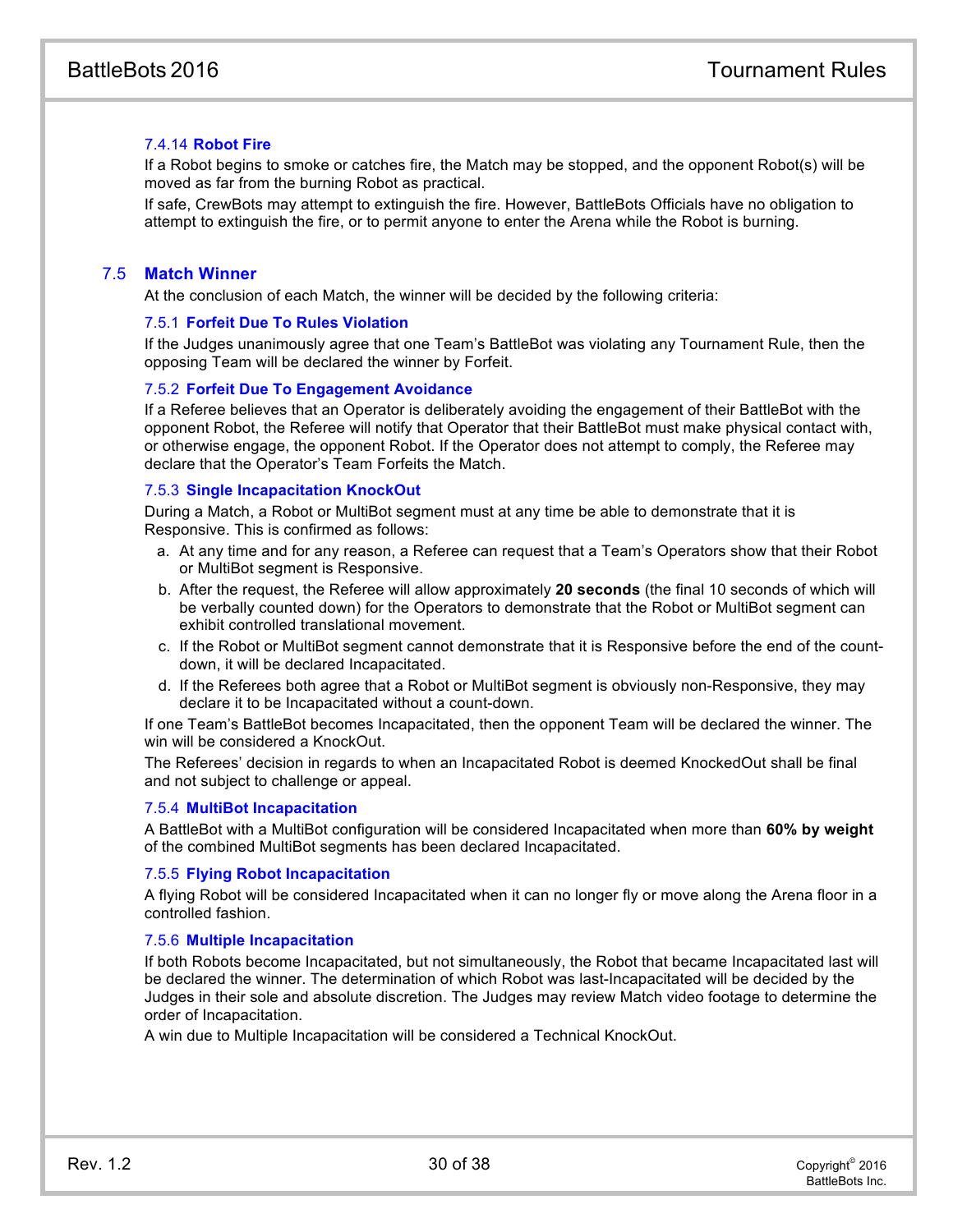#### 7.4.14 Robot Fire

If a Robot begins to smoke or catches fire, the Match may be stopped, and the opponent Robot(s) will be moved as far from the burning Robot as practical.

If safe, CrewBots may attempt to extinguish the fire. However, BattleBots Officials have no obligation to attempt to extinguish the fire, or to permit anyone to enter the Arena while the Robot is burning.

### 7.5 Match Winner

At the conclusion of each Match, the winner will be decided by the following criteria:

#### 7.5.1 Forfeit Due To Rules Violation

If the Judges unanimously agree that one Team's BattleBot was violating any Tournament Rule, then the opposing Team will be declared the winner by Forfeit.

#### 7.5.2 Forfeit Due To Engagement Avoidance

If a Referee believes that an Operator is deliberately avoiding the engagement of their BattleBot with the opponent Robot, the Referee will notify that Operator that their BattleBot must make physical contact with, or otherwise engage, the opponent Robot. If the Operator does not attempt to comply, the Referee may declare that the Operator's Team Forfeits the Match.

#### 7.5.3 Single Incapacitation KnockOut

During a Match, a Robot or MultiBot segment must at any time be able to demonstrate that it is Responsive. This is confirmed as follows:

a. At any time and for any reason, a Referee can request that a Team's Operators show that their Robot or MultiBot segment is Responsive.
b. After the request, the Referee will allow approximately **20 seconds** (the final 10 seconds of which will be verbally counted down) for the Operators to demonstrate that the Robot or MultiBot segment can exhibit controlled translational movement.
c. If the Robot or MultiBot segment cannot demonstrate that it is Responsive before the end of the count-down, it will be declared Incapacitated.
d. If the Referees both agree that a Robot or MultiBot segment is obviously non-Responsive, they may declare it to be Incapacitated without a count-down.

If one Team's BattleBot becomes Incapacitated, then the opponent Team will be declared the winner. The win will be considered a KnockOut.

The Referees' decision in regards to when an Incapacitated Robot is deemed KnockedOut shall be final and not subject to challenge or appeal.

#### 7.5.4 MultiBot Incapacitation

A BattleBot with a MultiBot configuration will be considered Incapacitated when more than **60% by weight** of the combined MultiBot segments has been declared Incapacitated.

#### 7.5.5 Flying Robot Incapacitation

A flying Robot will be considered Incapacitated when it can no longer fly or move along the Arena floor in a controlled fashion.

#### 7.5.6 Multiple Incapacitation

If both Robots become Incapacitated, but not simultaneously, the Robot that became Incapacitated last will be declared the winner. The determination of which Robot was last-Incapacitated will be decided by the Judges in their sole and absolute discretion. The Judges may review Match video footage to determine the order of Incapacitation.

A win due to Multiple Incapacitation will be considered a Technical KnockOut.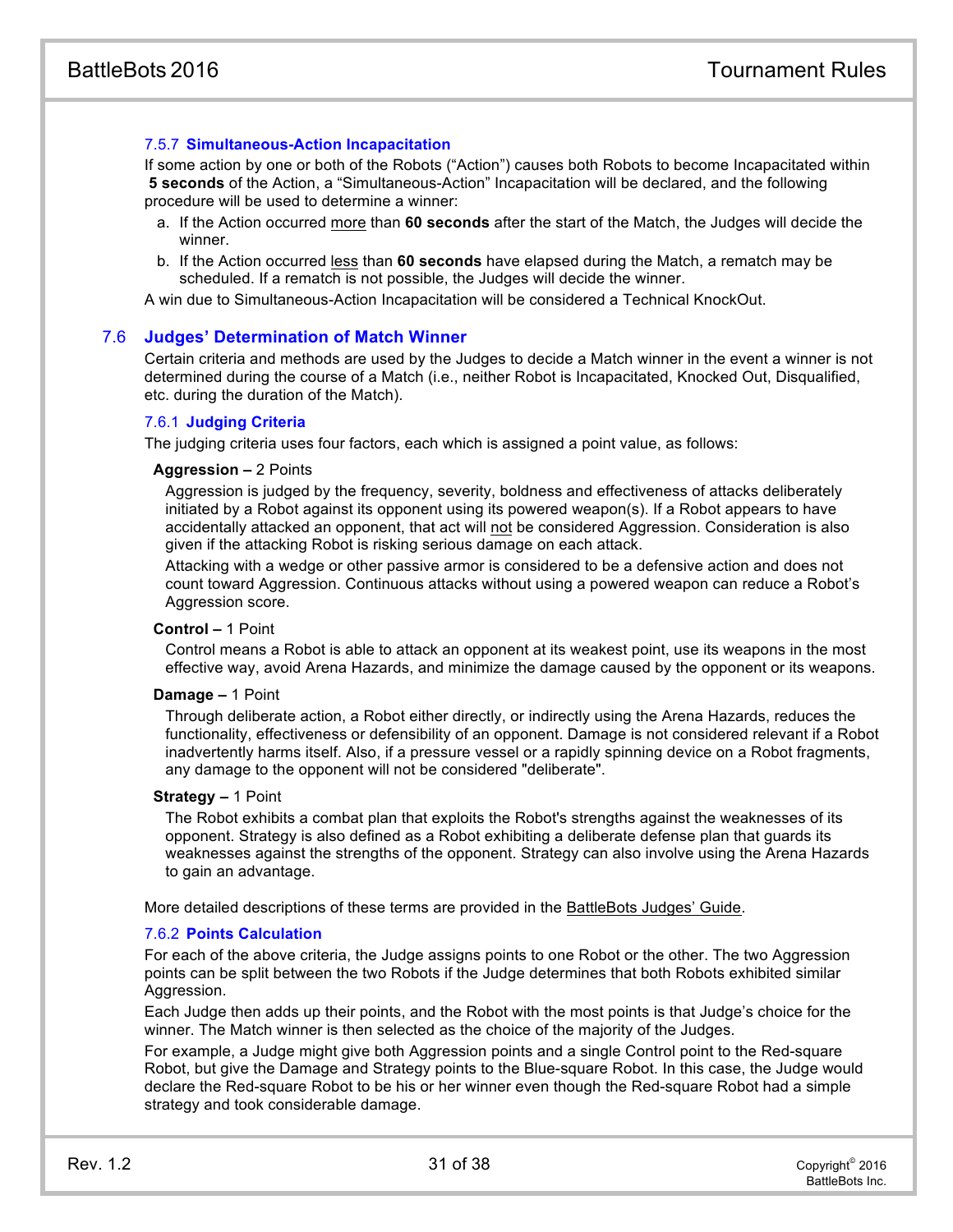#### 7.5.7 Simultaneous-Action Incapacitation

If some action by one or both of the Robots ("Action") causes both Robots to become Incapacitated within **5 seconds** of the Action, a "Simultaneous-Action" Incapacitation will be declared, and the following procedure will be used to determine a winner:

a. If the Action occurred more than **60 seconds** after the start of the Match, the Judges will decide the winner.
b. If the Action occurred less than **60 seconds** have elapsed during the Match, a rematch may be scheduled. If a rematch is not possible, the Judges will decide the winner.

A win due to Simultaneous-Action Incapacitation will be considered a Technical KnockOut.

### 7.6 Judges' Determination of Match Winner

Certain criteria and methods are used by the Judges to decide a Match winner in the event a winner is not determined during the course of a Match (i.e., neither Robot is Incapacitated, Knocked Out, Disqualified, etc. during the duration of the Match).

#### 7.6.1 Judging Criteria

The judging criteria uses four factors, each which is assigned a point value, as follows:

**Aggression –** 2 Points

Aggression is judged by the frequency, severity, boldness and effectiveness of attacks deliberately initiated by a Robot against its opponent using its powered weapon(s). If a Robot appears to have accidentally attacked an opponent, that act will not be considered Aggression. Consideration is also given if the attacking Robot is risking serious damage on each attack.

Attacking with a wedge or other passive armor is considered to be a defensive action and does not count toward Aggression. Continuous attacks without using a powered weapon can reduce a Robot's Aggression score.

**Control –** 1 Point

Control means a Robot is able to attack an opponent at its weakest point, use its weapons in the most effective way, avoid Arena Hazards, and minimize the damage caused by the opponent or its weapons.

**Damage –** 1 Point

Through deliberate action, a Robot either directly, or indirectly using the Arena Hazards, reduces the functionality, effectiveness or defensibility of an opponent. Damage is not considered relevant if a Robot inadvertently harms itself. Also, if a pressure vessel or a rapidly spinning device on a Robot fragments, any damage to the opponent will not be considered "deliberate".

**Strategy –** 1 Point

The Robot exhibits a combat plan that exploits the Robot's strengths against the weaknesses of its opponent. Strategy is also defined as a Robot exhibiting a deliberate defense plan that guards its weaknesses against the strengths of the opponent. Strategy can also involve using the Arena Hazards to gain an advantage.

More detailed descriptions of these terms are provided in the BattleBots Judges' Guide.

#### 7.6.2 Points Calculation

For each of the above criteria, the Judge assigns points to one Robot or the other. The two Aggression points can be split between the two Robots if the Judge determines that both Robots exhibited similar Aggression.

Each Judge then adds up their points, and the Robot with the most points is that Judge's choice for the winner. The Match winner is then selected as the choice of the majority of the Judges.

For example, a Judge might give both Aggression points and a single Control point to the Red-square Robot, but give the Damage and Strategy points to the Blue-square Robot. In this case, the Judge would declare the Red-square Robot to be his or her winner even though the Red-square Robot had a simple strategy and took considerable damage.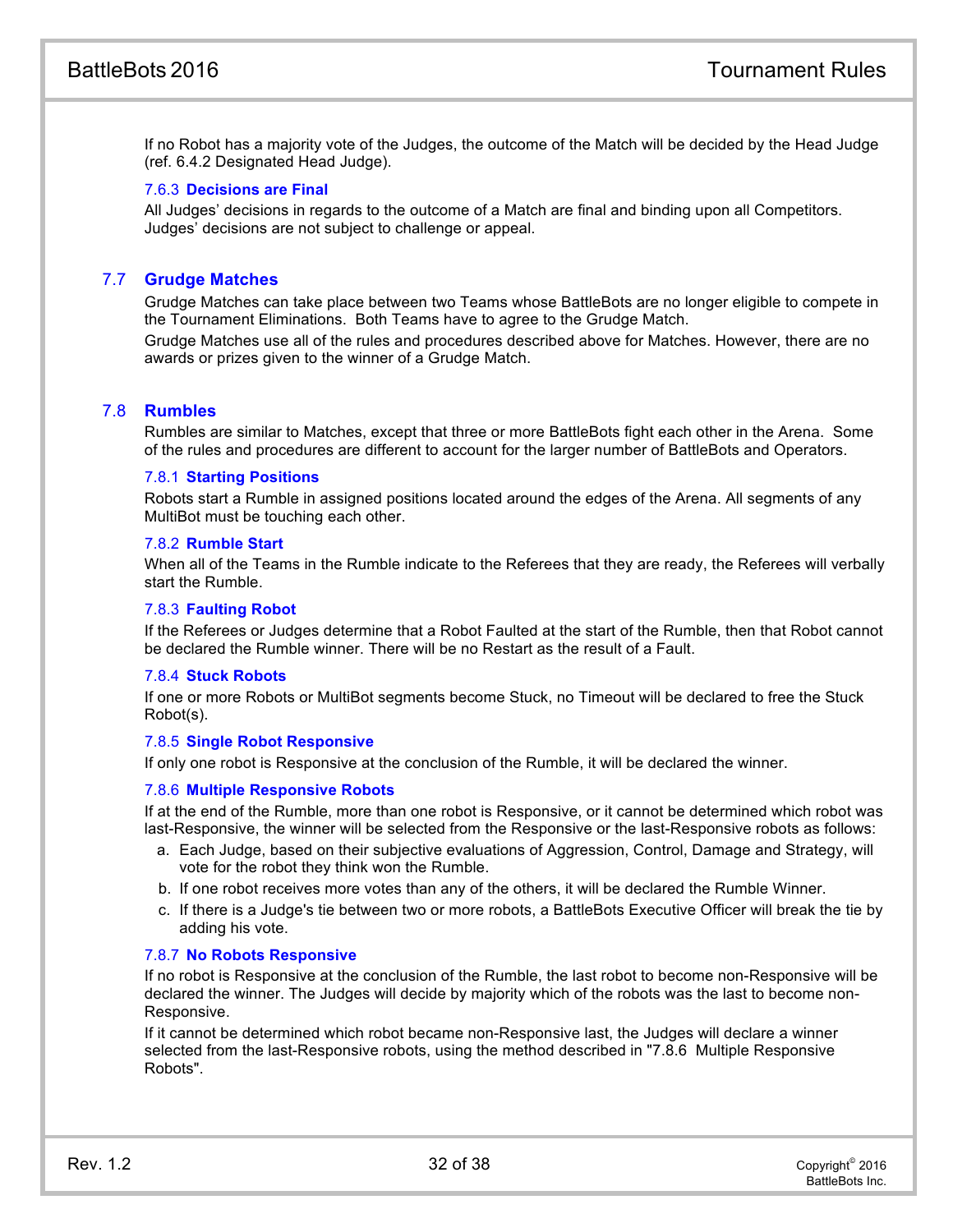If no Robot has a majority vote of the Judges, the outcome of the Match will be decided by the Head Judge (ref. 6.4.2 Designated Head Judge).

#### 7.6.3 Decisions are Final

All Judges' decisions in regards to the outcome of a Match are final and binding upon all Competitors. Judges' decisions are not subject to challenge or appeal.

## 7.7 Grudge Matches

Grudge Matches can take place between two Teams whose BattleBots are no longer eligible to compete in the Tournament Eliminations. Both Teams have to agree to the Grudge Match.

Grudge Matches use all of the rules and procedures described above for Matches. However, there are no awards or prizes given to the winner of a Grudge Match.

## 7.8 Rumbles

Rumbles are similar to Matches, except that three or more BattleBots fight each other in the Arena. Some of the rules and procedures are different to account for the larger number of BattleBots and Operators.

#### 7.8.1 Starting Positions

Robots start a Rumble in assigned positions located around the edges of the Arena. All segments of any MultiBot must be touching each other.

#### 7.8.2 Rumble Start

When all of the Teams in the Rumble indicate to the Referees that they are ready, the Referees will verbally start the Rumble.

#### 7.8.3 Faulting Robot

If the Referees or Judges determine that a Robot Faulted at the start of the Rumble, then that Robot cannot be declared the Rumble winner. There will be no Restart as the result of a Fault.

#### 7.8.4 Stuck Robots

If one or more Robots or MultiBot segments become Stuck, no Timeout will be declared to free the Stuck Robot(s).

#### 7.8.5 Single Robot Responsive

If only one robot is Responsive at the conclusion of the Rumble, it will be declared the winner.

#### 7.8.6 Multiple Responsive Robots

If at the end of the Rumble, more than one robot is Responsive, or it cannot be determined which robot was last-Responsive, the winner will be selected from the Responsive or the last-Responsive robots as follows:

a. Each Judge, based on their subjective evaluations of Aggression, Control, Damage and Strategy, will vote for the robot they think won the Rumble.
b. If one robot receives more votes than any of the others, it will be declared the Rumble Winner.
c. If there is a Judge's tie between two or more robots, a BattleBots Executive Officer will break the tie by adding his vote.

#### 7.8.7 No Robots Responsive

If no robot is Responsive at the conclusion of the Rumble, the last robot to become non-Responsive will be declared the winner. The Judges will decide by majority which of the robots was the last to become non-Responsive.

If it cannot be determined which robot became non-Responsive last, the Judges will declare a winner selected from the last-Responsive robots, using the method described in "7.8.6 Multiple Responsive Robots".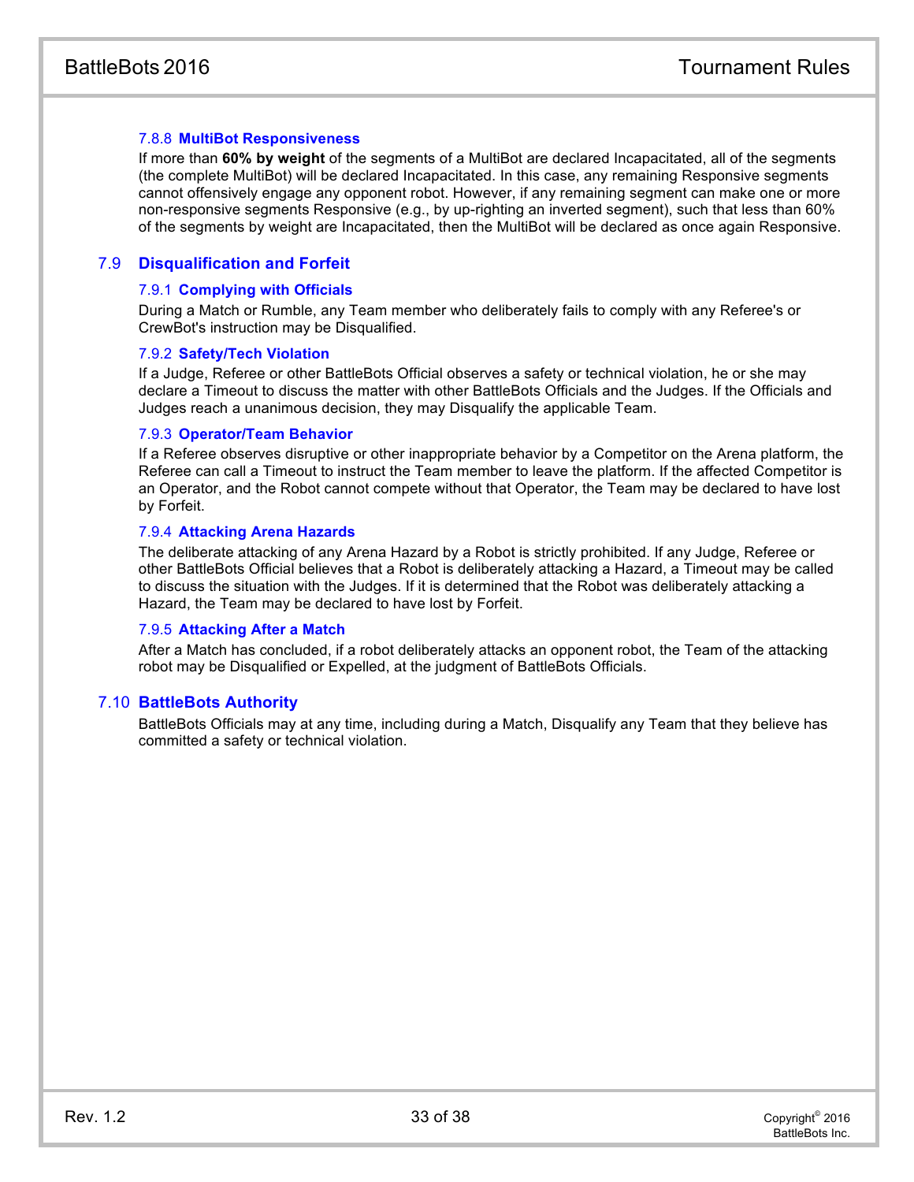#### 7.8.8 MultiBot Responsiveness

If more than **60% by weight** of the segments of a MultiBot are declared Incapacitated, all of the segments (the complete MultiBot) will be declared Incapacitated. In this case, any remaining Responsive segments cannot offensively engage any opponent robot. However, if any remaining segment can make one or more non-responsive segments Responsive (e.g., by up-righting an inverted segment), such that less than 60% of the segments by weight are Incapacitated, then the MultiBot will be declared as once again Responsive.

### 7.9 Disqualification and Forfeit

#### 7.9.1 Complying with Officials

During a Match or Rumble, any Team member who deliberately fails to comply with any Referee's or CrewBot's instruction may be Disqualified.

#### 7.9.2 Safety/Tech Violation

If a Judge, Referee or other BattleBots Official observes a safety or technical violation, he or she may declare a Timeout to discuss the matter with other BattleBots Officials and the Judges. If the Officials and Judges reach a unanimous decision, they may Disqualify the applicable Team.

#### 7.9.3 Operator/Team Behavior

If a Referee observes disruptive or other inappropriate behavior by a Competitor on the Arena platform, the Referee can call a Timeout to instruct the Team member to leave the platform. If the affected Competitor is an Operator, and the Robot cannot compete without that Operator, the Team may be declared to have lost by Forfeit.

#### 7.9.4 Attacking Arena Hazards

The deliberate attacking of any Arena Hazard by a Robot is strictly prohibited. If any Judge, Referee or other BattleBots Official believes that a Robot is deliberately attacking a Hazard, a Timeout may be called to discuss the situation with the Judges. If it is determined that the Robot was deliberately attacking a Hazard, the Team may be declared to have lost by Forfeit.

#### 7.9.5 Attacking After a Match

After a Match has concluded, if a robot deliberately attacks an opponent robot, the Team of the attacking robot may be Disqualified or Expelled, at the judgment of BattleBots Officials.

### 7.10 BattleBots Authority

BattleBots Officials may at any time, including during a Match, Disqualify any Team that they believe has committed a safety or technical violation.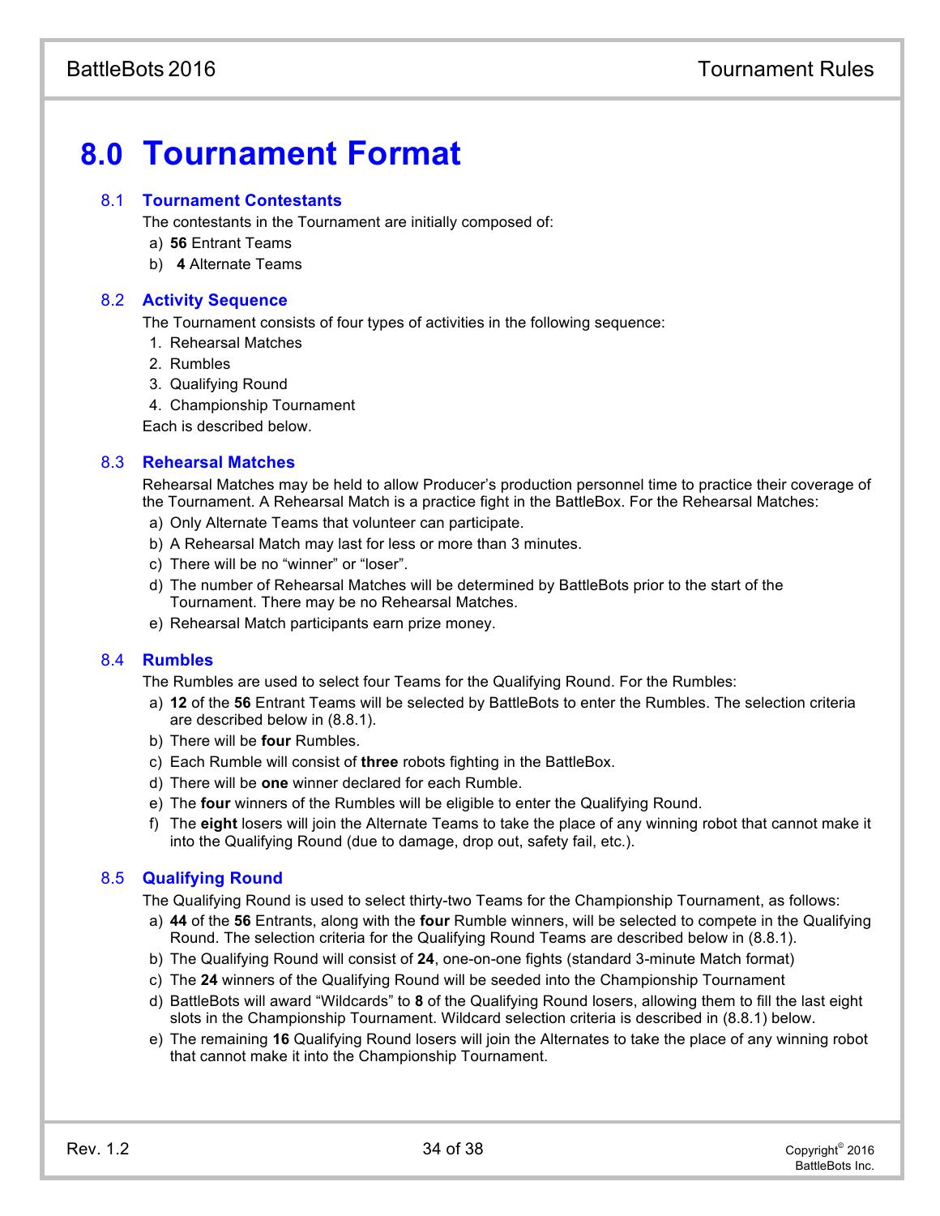# 8.0 Tournament Format

## 8.1 Tournament Contestants

The contestants in the Tournament are initially composed of:

a) **56** Entrant Teams
b) **4** Alternate Teams

## 8.2 Activity Sequence

The Tournament consists of four types of activities in the following sequence:

1. Rehearsal Matches
2. Rumbles
3. Qualifying Round
4. Championship Tournament

Each is described below.

## 8.3 Rehearsal Matches

Rehearsal Matches may be held to allow Producer's production personnel time to practice their coverage of the Tournament. A Rehearsal Match is a practice fight in the BattleBox. For the Rehearsal Matches:

a) Only Alternate Teams that volunteer can participate.
b) A Rehearsal Match may last for less or more than 3 minutes.
c) There will be no "winner" or "loser".
d) The number of Rehearsal Matches will be determined by BattleBots prior to the start of the Tournament. There may be no Rehearsal Matches.
e) Rehearsal Match participants earn prize money.

## 8.4 Rumbles

The Rumbles are used to select four Teams for the Qualifying Round. For the Rumbles:

a) **12** of the **56** Entrant Teams will be selected by BattleBots to enter the Rumbles. The selection criteria are described below in (8.8.1).
b) There will be **four** Rumbles.
c) Each Rumble will consist of **three** robots fighting in the BattleBox.
d) There will be **one** winner declared for each Rumble.
e) The **four** winners of the Rumbles will be eligible to enter the Qualifying Round.
f) The **eight** losers will join the Alternate Teams to take the place of any winning robot that cannot make it into the Qualifying Round (due to damage, drop out, safety fail, etc.).

## 8.5 Qualifying Round

The Qualifying Round is used to select thirty-two Teams for the Championship Tournament, as follows:

a) **44** of the **56** Entrants, along with the **four** Rumble winners, will be selected to compete in the Qualifying Round. The selection criteria for the Qualifying Round Teams are described below in (8.8.1).
b) The Qualifying Round will consist of **24**, one-on-one fights (standard 3-minute Match format)
c) The **24** winners of the Qualifying Round will be seeded into the Championship Tournament
d) BattleBots will award "Wildcards" to **8** of the Qualifying Round losers, allowing them to fill the last eight slots in the Championship Tournament. Wildcard selection criteria is described in (8.8.1) below.
e) The remaining **16** Qualifying Round losers will join the Alternates to take the place of any winning robot that cannot make it into the Championship Tournament.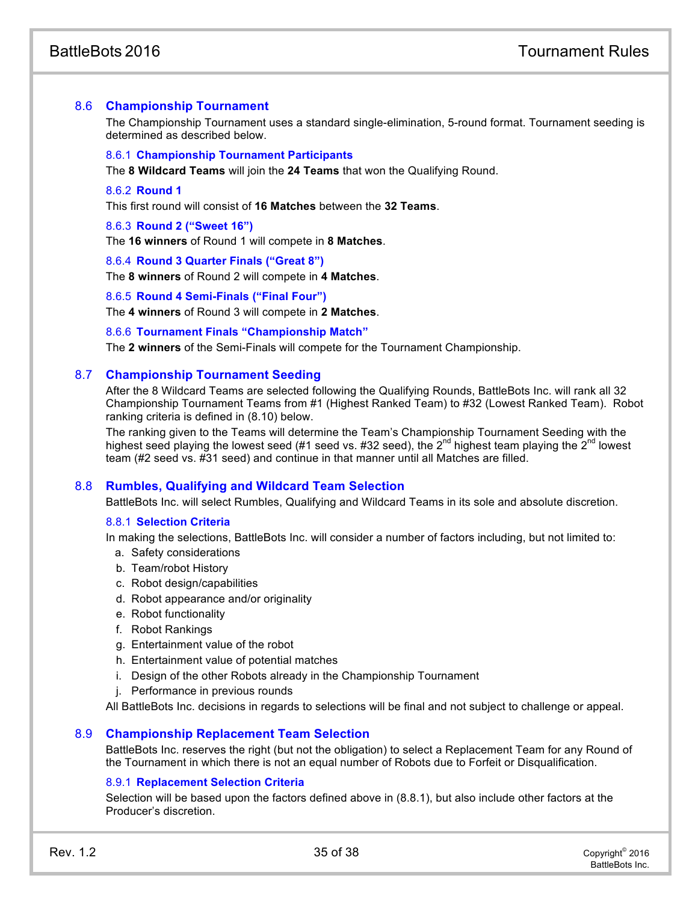## 8.6 Championship Tournament

The Championship Tournament uses a standard single-elimination, 5-round format. Tournament seeding is determined as described below.

### 8.6.1 Championship Tournament Participants

The **8 Wildcard Teams** will join the **24 Teams** that won the Qualifying Round.

### 8.6.2 Round 1

This first round will consist of **16 Matches** between the **32 Teams**.

### 8.6.3 Round 2 (“Sweet 16”)

The **16 winners** of Round 1 will compete in **8 Matches**.

### 8.6.4 Round 3 Quarter Finals (“Great 8”)

The **8 winners** of Round 2 will compete in **4 Matches**.

### 8.6.5 Round 4 Semi-Finals (“Final Four”)

The **4 winners** of Round 3 will compete in **2 Matches**.

### 8.6.6 Tournament Finals “Championship Match”

The **2 winners** of the Semi-Finals will compete for the Tournament Championship.

## 8.7 Championship Tournament Seeding

After the 8 Wildcard Teams are selected following the Qualifying Rounds, BattleBots Inc. will rank all 32 Championship Tournament Teams from #1 (Highest Ranked Team) to #32 (Lowest Ranked Team). Robot ranking criteria is defined in (8.10) below.

The ranking given to the Teams will determine the Team’s Championship Tournament Seeding with the highest seed playing the lowest seed (#1 seed vs. #32 seed), the 2nd highest team playing the 2nd lowest team (#2 seed vs. #31 seed) and continue in that manner until all Matches are filled.

## 8.8 Rumbles, Qualifying and Wildcard Team Selection

BattleBots Inc. will select Rumbles, Qualifying and Wildcard Teams in its sole and absolute discretion.

### 8.8.1 Selection Criteria

In making the selections, BattleBots Inc. will consider a number of factors including, but not limited to:

a. Safety considerations
b. Team/robot History
c. Robot design/capabilities
d. Robot appearance and/or originality
e. Robot functionality
f. Robot Rankings
g. Entertainment value of the robot
h. Entertainment value of potential matches
i. Design of the other Robots already in the Championship Tournament
j. Performance in previous rounds

All BattleBots Inc. decisions in regards to selections will be final and not subject to challenge or appeal.

## 8.9 Championship Replacement Team Selection

BattleBots Inc. reserves the right (but not the obligation) to select a Replacement Team for any Round of the Tournament in which there is not an equal number of Robots due to Forfeit or Disqualification.

### 8.9.1 Replacement Selection Criteria

Selection will be based upon the factors defined above in (8.8.1), but also include other factors at the Producer’s discretion.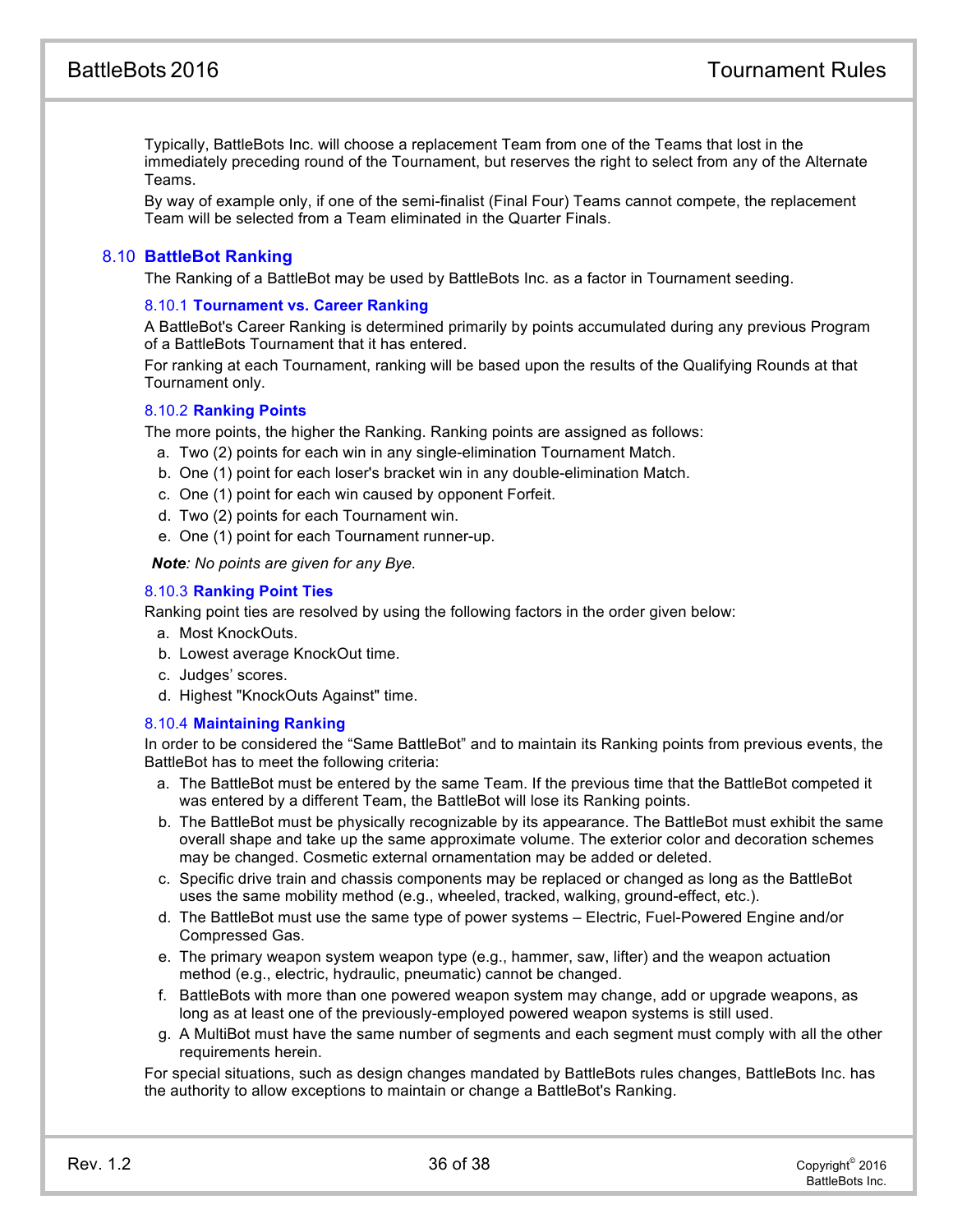Typically, BattleBots Inc. will choose a replacement Team from one of the Teams that lost in the immediately preceding round of the Tournament, but reserves the right to select from any of the Alternate Teams.

By way of example only, if one of the semi-finalist (Final Four) Teams cannot compete, the replacement Team will be selected from a Team eliminated in the Quarter Finals.

## 8.10 BattleBot Ranking

The Ranking of a BattleBot may be used by BattleBots Inc. as a factor in Tournament seeding.

### 8.10.1 Tournament vs. Career Ranking

A BattleBot's Career Ranking is determined primarily by points accumulated during any previous Program of a BattleBots Tournament that it has entered.

For ranking at each Tournament, ranking will be based upon the results of the Qualifying Rounds at that Tournament only.

### 8.10.2 Ranking Points

The more points, the higher the Ranking. Ranking points are assigned as follows:

a. Two (2) points for each win in any single-elimination Tournament Match.
b. One (1) point for each loser's bracket win in any double-elimination Match.
c. One (1) point for each win caused by opponent Forfeit.
d. Two (2) points for each Tournament win.
e. One (1) point for each Tournament runner-up.

***Note**: No points are given for any Bye.*

### 8.10.3 Ranking Point Ties

Ranking point ties are resolved by using the following factors in the order given below:

a. Most KnockOuts.
b. Lowest average KnockOut time.
c. Judges' scores.
d. Highest "KnockOuts Against" time.

### 8.10.4 Maintaining Ranking

In order to be considered the "Same BattleBot" and to maintain its Ranking points from previous events, the BattleBot has to meet the following criteria:

a. The BattleBot must be entered by the same Team. If the previous time that the BattleBot competed it was entered by a different Team, the BattleBot will lose its Ranking points.
b. The BattleBot must be physically recognizable by its appearance. The BattleBot must exhibit the same overall shape and take up the same approximate volume. The exterior color and decoration schemes may be changed. Cosmetic external ornamentation may be added or deleted.
c. Specific drive train and chassis components may be replaced or changed as long as the BattleBot uses the same mobility method (e.g., wheeled, tracked, walking, ground-effect, etc.).
d. The BattleBot must use the same type of power systems – Electric, Fuel-Powered Engine and/or Compressed Gas.
e. The primary weapon system weapon type (e.g., hammer, saw, lifter) and the weapon actuation method (e.g., electric, hydraulic, pneumatic) cannot be changed.
f. BattleBots with more than one powered weapon system may change, add or upgrade weapons, as long as at least one of the previously-employed powered weapon systems is still used.
g. A MultiBot must have the same number of segments and each segment must comply with all the other requirements herein.

For special situations, such as design changes mandated by BattleBots rules changes, BattleBots Inc. has the authority to allow exceptions to maintain or change a BattleBot's Ranking.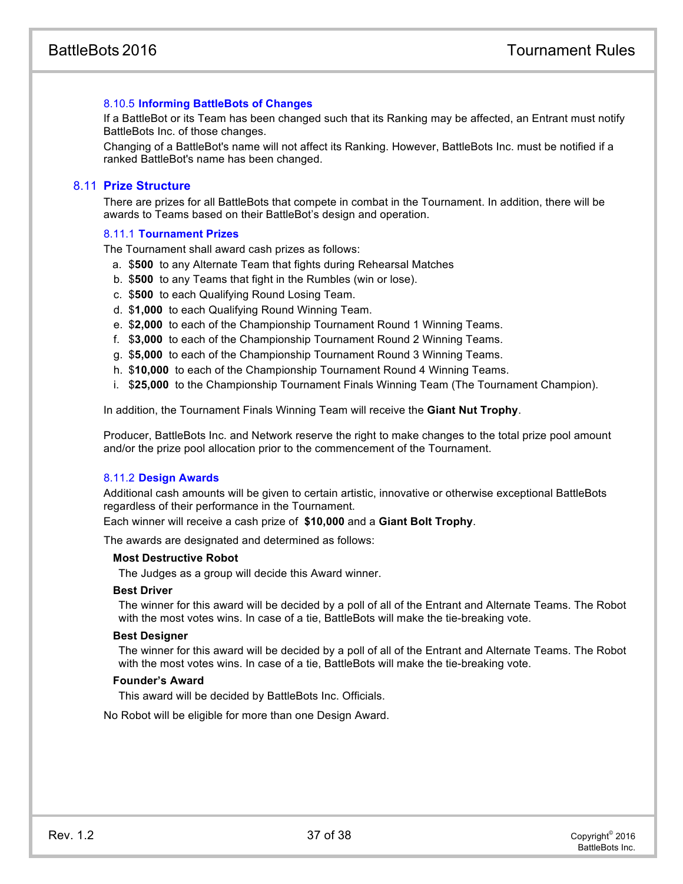#### 8.10.5 Informing BattleBots of Changes

If a BattleBot or its Team has been changed such that its Ranking may be affected, an Entrant must notify BattleBots Inc. of those changes.

Changing of a BattleBot's name will not affect its Ranking. However, BattleBots Inc. must be notified if a ranked BattleBot's name has been changed.

### 8.11 Prize Structure

There are prizes for all BattleBots that compete in combat in the Tournament. In addition, there will be awards to Teams based on their BattleBot's design and operation.

#### 8.11.1 Tournament Prizes

The Tournament shall award cash prizes as follows:

a. $**500** to any Alternate Team that fights during Rehearsal Matches
b. $**500** to any Teams that fight in the Rumbles (win or lose).
c. $**500** to each Qualifying Round Losing Team.
d. $**1,000** to each Qualifying Round Winning Team.
e. $**2,000** to each of the Championship Tournament Round 1 Winning Teams.
f. $**3,000** to each of the Championship Tournament Round 2 Winning Teams.
g. $**5,000** to each of the Championship Tournament Round 3 Winning Teams.
h. $**10,000** to each of the Championship Tournament Round 4 Winning Teams.
i. $**25,000** to the Championship Tournament Finals Winning Team (The Tournament Champion).

In addition, the Tournament Finals Winning Team will receive the **Giant Nut Trophy**.

Producer, BattleBots Inc. and Network reserve the right to make changes to the total prize pool amount and/or the prize pool allocation prior to the commencement of the Tournament.

#### 8.11.2 Design Awards

Additional cash amounts will be given to certain artistic, innovative or otherwise exceptional BattleBots regardless of their performance in the Tournament.

Each winner will receive a cash prize of **$10,000** and a **Giant Bolt Trophy**.

The awards are designated and determined as follows:

**Most Destructive Robot**

The Judges as a group will decide this Award winner.

**Best Driver**

The winner for this award will be decided by a poll of all of the Entrant and Alternate Teams. The Robot with the most votes wins. In case of a tie, BattleBots will make the tie-breaking vote.

**Best Designer**

The winner for this award will be decided by a poll of all of the Entrant and Alternate Teams. The Robot with the most votes wins. In case of a tie, BattleBots will make the tie-breaking vote.

**Founder's Award**

This award will be decided by BattleBots Inc. Officials.

No Robot will be eligible for more than one Design Award.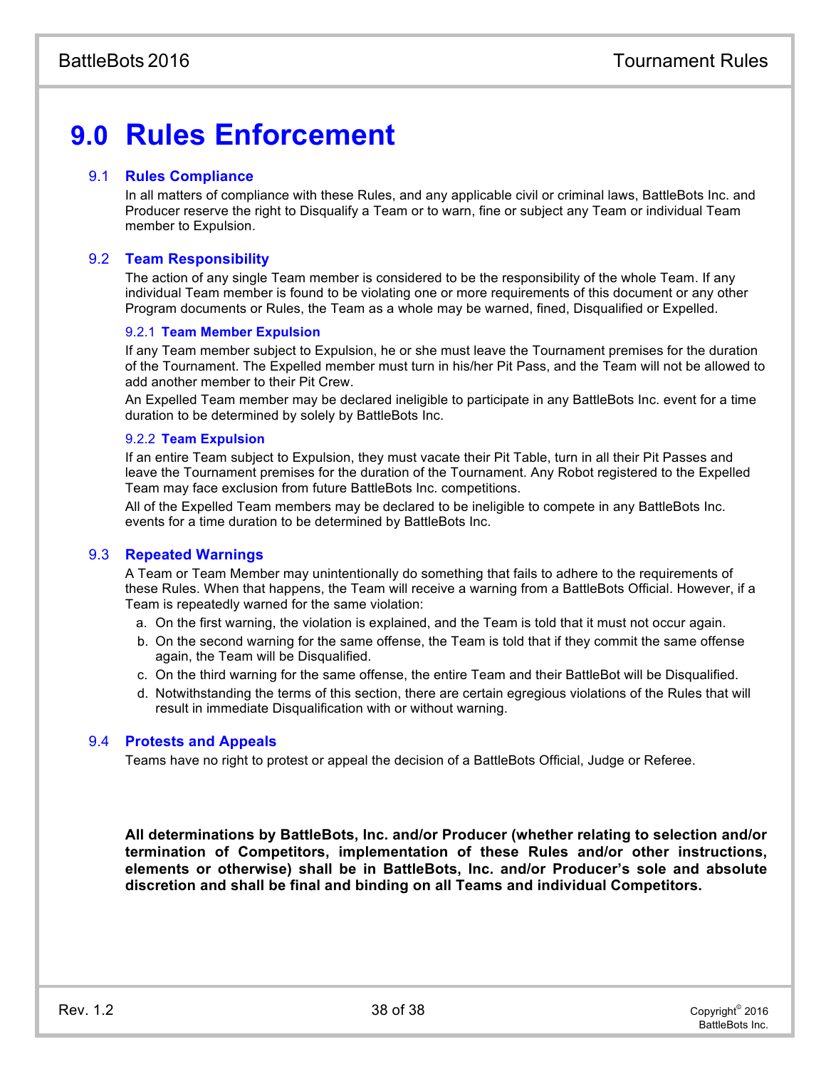# 9.0 Rules Enforcement

## 9.1 Rules Compliance

In all matters of compliance with these Rules, and any applicable civil or criminal laws, BattleBots Inc. and Producer reserve the right to Disqualify a Team or to warn, fine or subject any Team or individual Team member to Expulsion.

## 9.2 Team Responsibility

The action of any single Team member is considered to be the responsibility of the whole Team. If any individual Team member is found to be violating one or more requirements of this document or any other Program documents or Rules, the Team as a whole may be warned, fined, Disqualified or Expelled.

### 9.2.1 Team Member Expulsion

If any Team member subject to Expulsion, he or she must leave the Tournament premises for the duration of the Tournament. The Expelled member must turn in his/her Pit Pass, and the Team will not be allowed to add another member to their Pit Crew.

An Expelled Team member may be declared ineligible to participate in any BattleBots Inc. event for a time duration to be determined by solely by BattleBots Inc.

### 9.2.2 Team Expulsion

If an entire Team subject to Expulsion, they must vacate their Pit Table, turn in all their Pit Passes and leave the Tournament premises for the duration of the Tournament. Any Robot registered to the Expelled Team may face exclusion from future BattleBots Inc. competitions.

All of the Expelled Team members may be declared to be ineligible to compete in any BattleBots Inc. events for a time duration to be determined by BattleBots Inc.

## 9.3 Repeated Warnings

A Team or Team Member may unintentionally do something that fails to adhere to the requirements of these Rules. When that happens, the Team will receive a warning from a BattleBots Official. However, if a Team is repeatedly warned for the same violation:

a. On the first warning, the violation is explained, and the Team is told that it must not occur again.
b. On the second warning for the same offense, the Team is told that if they commit the same offense again, the Team will be Disqualified.
c. On the third warning for the same offense, the entire Team and their BattleBot will be Disqualified.
d. Notwithstanding the terms of this section, there are certain egregious violations of the Rules that will result in immediate Disqualification with or without warning.

## 9.4 Protests and Appeals

Teams have no right to protest or appeal the decision of a BattleBots Official, Judge or Referee.

**All determinations by BattleBots, Inc. and/or Producer (whether relating to selection and/or termination of Competitors, implementation of these Rules and/or other instructions, elements or otherwise) shall be in BattleBots, Inc. and/or Producer's sole and absolute discretion and shall be final and binding on all Teams and individual Competitors.**